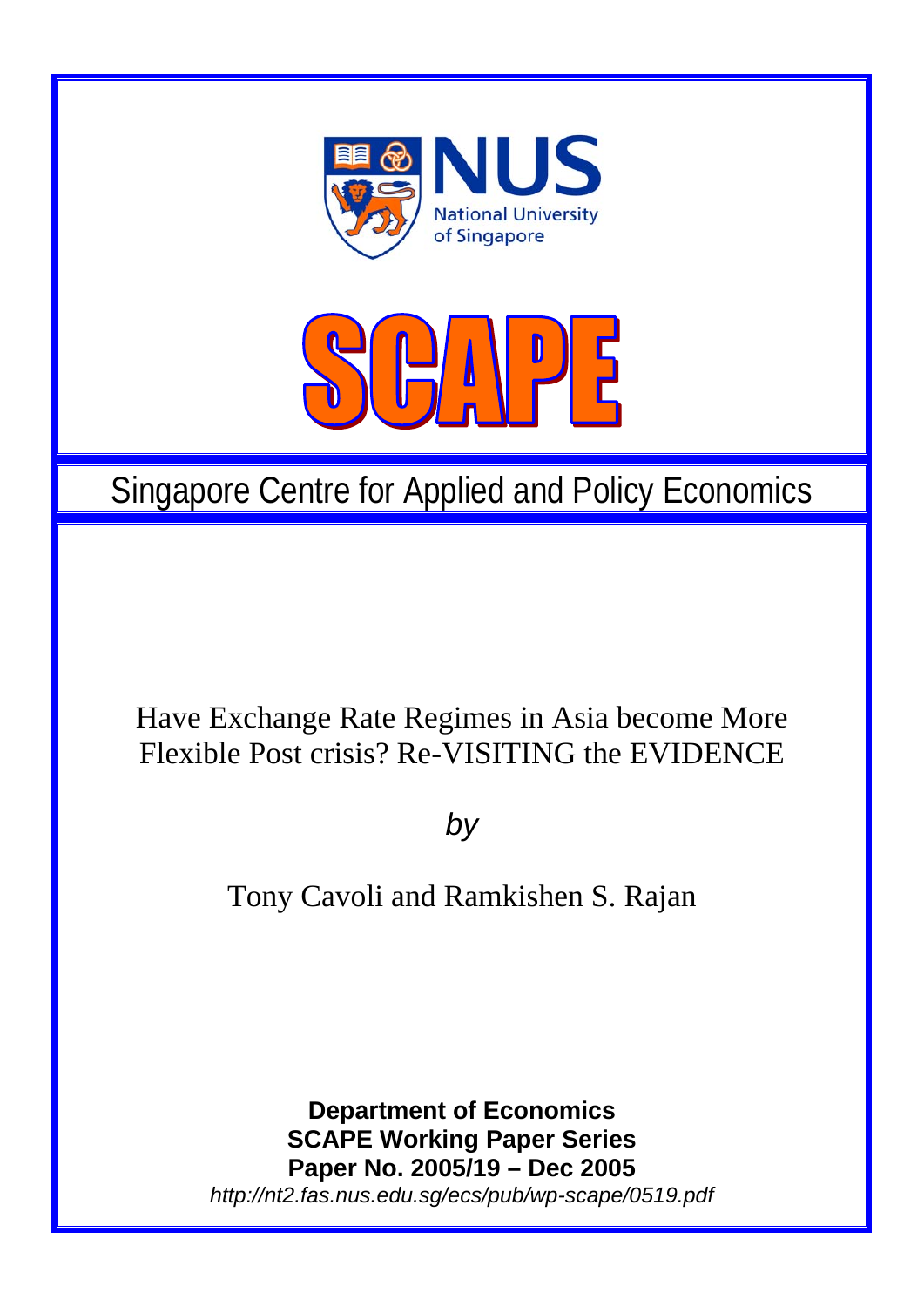NUS

National University of Singapore

SCAPE

Singapore Centre for Applied and Policy Economics

# Have Exchange Rate Regimes in Asia become More Flexible Post crisis? Re-VISITING the EVIDENCE

*by*

Tony Cavoli and Ramkishen S. Rajan

**Department of Economics**
**SCAPE Working Paper Series**
**Paper No. 2005/19 – Dec 2005**
*http://nt2.fas.nus.edu.sg/ecs/pub/wp-scape/0519.pdf*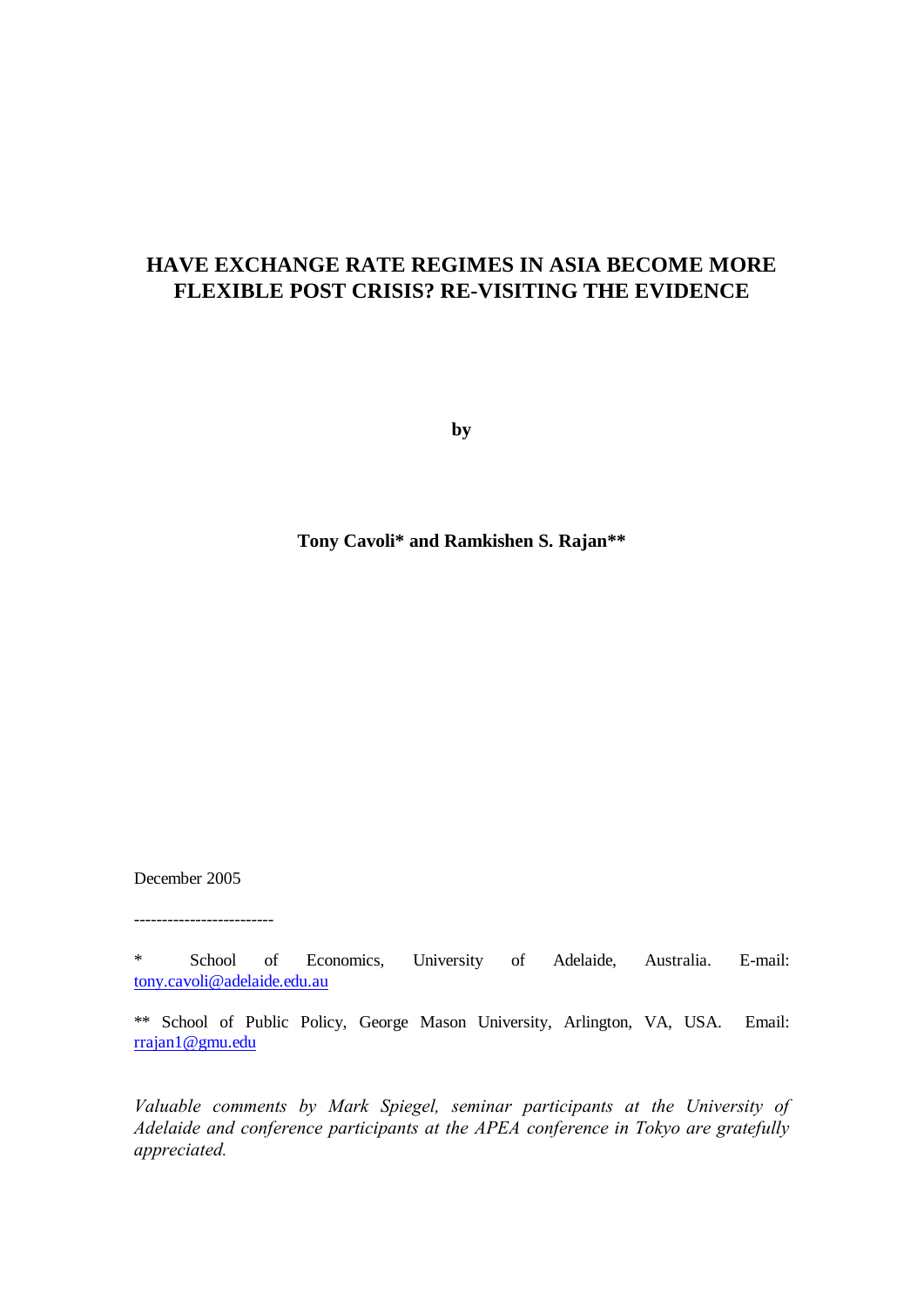# HAVE EXCHANGE RATE REGIMES IN ASIA BECOME MORE FLEXIBLE POST CRISIS? RE-VISITING THE EVIDENCE

**by**

**Tony Cavoli* and Ramkishen S. Rajan****

December 2005

------------------------

* School of Economics, University of Adelaide, Australia. E-mail: tony.cavoli@adelaide.edu.au

** School of Public Policy, George Mason University, Arlington, VA, USA. Email: rrajan1@gmu.edu

*Valuable comments by Mark Spiegel, seminar participants at the University of Adelaide and conference participants at the APEA conference in Tokyo are gratefully appreciated.*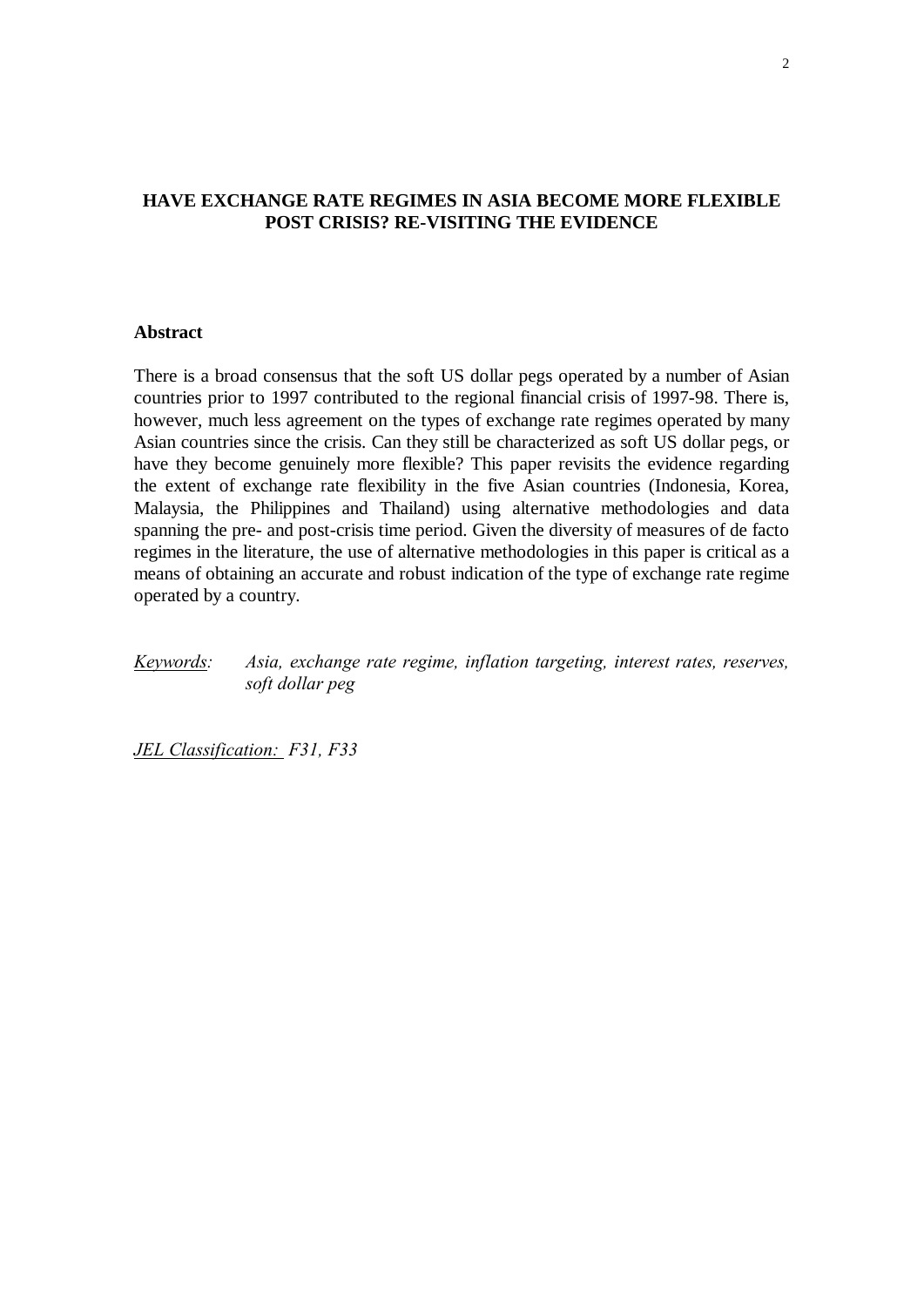# HAVE EXCHANGE RATE REGIMES IN ASIA BECOME MORE FLEXIBLE POST CRISIS? RE-VISITING THE EVIDENCE

## Abstract

There is a broad consensus that the soft US dollar pegs operated by a number of Asian countries prior to 1997 contributed to the regional financial crisis of 1997-98. There is, however, much less agreement on the types of exchange rate regimes operated by many Asian countries since the crisis. Can they still be characterized as soft US dollar pegs, or have they become genuinely more flexible? This paper revisits the evidence regarding the extent of exchange rate flexibility in the five Asian countries (Indonesia, Korea, Malaysia, the Philippines and Thailand) using alternative methodologies and data spanning the pre- and post-crisis time period. Given the diversity of measures of de facto regimes in the literature, the use of alternative methodologies in this paper is critical as a means of obtaining an accurate and robust indication of the type of exchange rate regime operated by a country.

*Keywords:* *Asia, exchange rate regime, inflation targeting, interest rates, reserves, soft dollar peg*

*JEL Classification: F31, F33*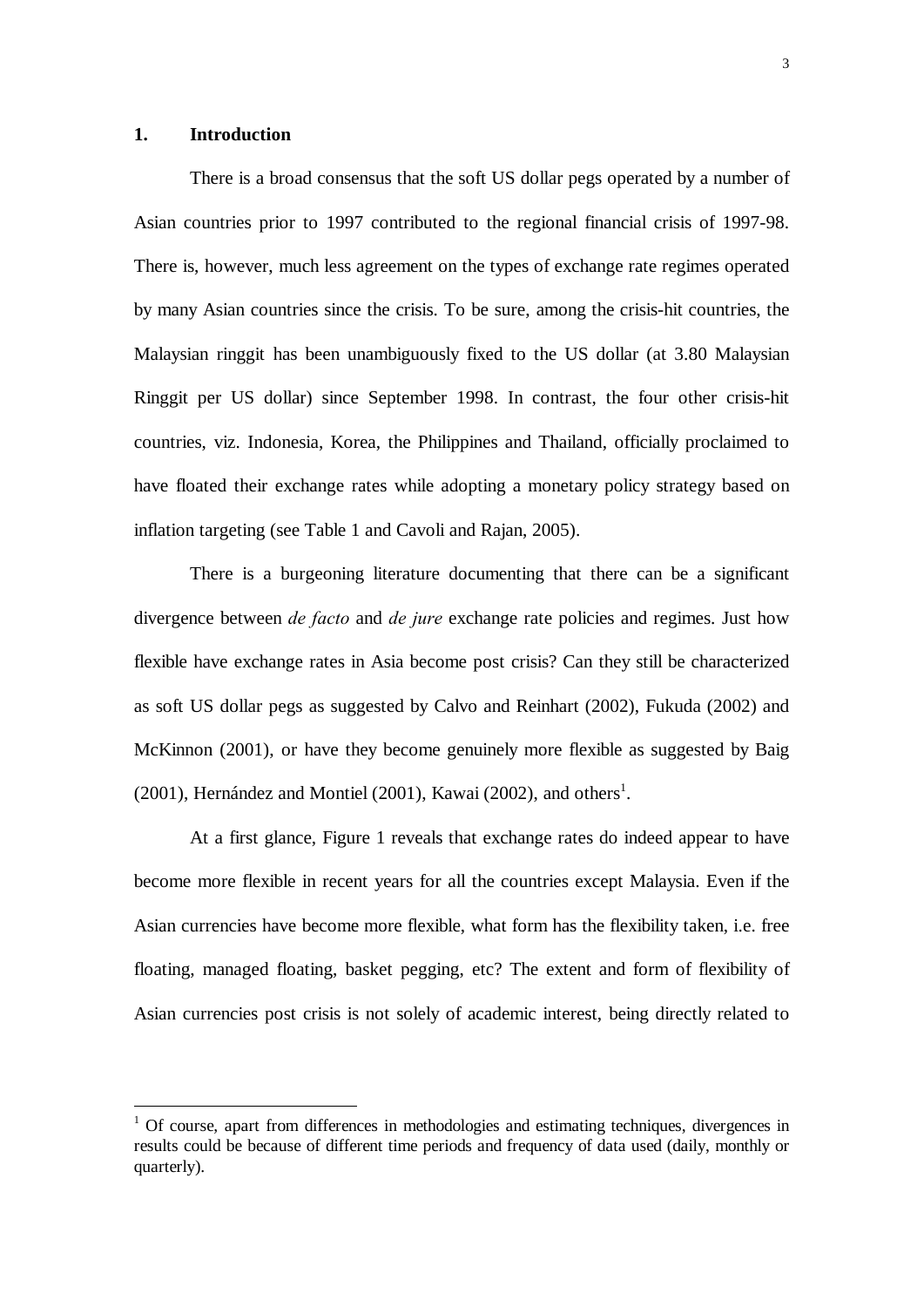## 1. Introduction

There is a broad consensus that the soft US dollar pegs operated by a number of Asian countries prior to 1997 contributed to the regional financial crisis of 1997-98. There is, however, much less agreement on the types of exchange rate regimes operated by many Asian countries since the crisis. To be sure, among the crisis-hit countries, the Malaysian ringgit has been unambiguously fixed to the US dollar (at 3.80 Malaysian Ringgit per US dollar) since September 1998. In contrast, the four other crisis-hit countries, viz. Indonesia, Korea, the Philippines and Thailand, officially proclaimed to have floated their exchange rates while adopting a monetary policy strategy based on inflation targeting (see Table 1 and Cavoli and Rajan, 2005).

There is a burgeoning literature documenting that there can be a significant divergence between *de facto* and *de jure* exchange rate policies and regimes. Just how flexible have exchange rates in Asia become post crisis? Can they still be characterized as soft US dollar pegs as suggested by Calvo and Reinhart (2002), Fukuda (2002) and McKinnon (2001), or have they become genuinely more flexible as suggested by Baig (2001), Hernández and Montiel (2001), Kawai (2002), and others[1].

At a first glance, Figure 1 reveals that exchange rates do indeed appear to have become more flexible in recent years for all the countries except Malaysia. Even if the Asian currencies have become more flexible, what form has the flexibility taken, i.e. free floating, managed floating, basket pegging, etc? The extent and form of flexibility of Asian currencies post crisis is not solely of academic interest, being directly related to

[1] Of course, apart from differences in methodologies and estimating techniques, divergences in results could be because of different time periods and frequency of data used (daily, monthly or quarterly).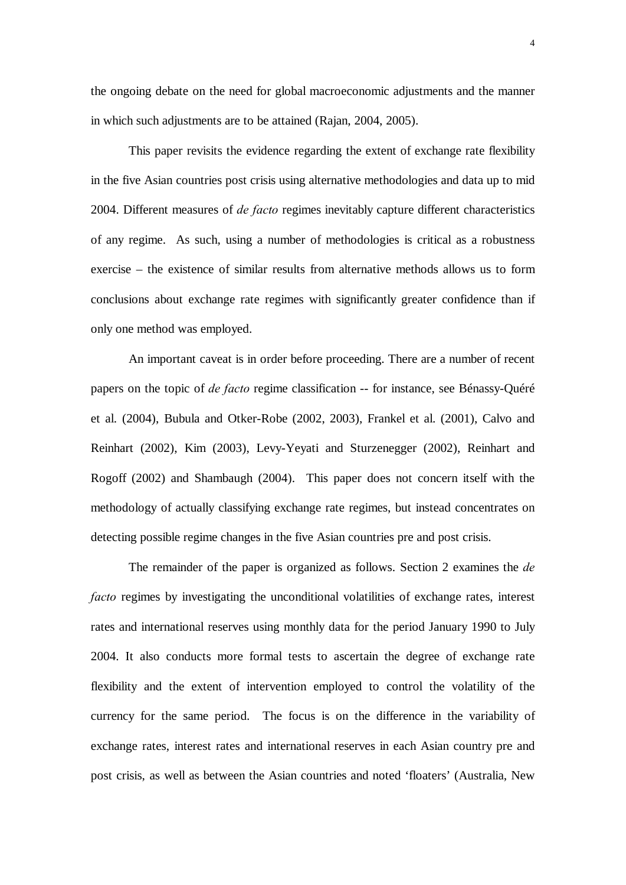the ongoing debate on the need for global macroeconomic adjustments and the manner in which such adjustments are to be attained (Rajan, 2004, 2005).

This paper revisits the evidence regarding the extent of exchange rate flexibility in the five Asian countries post crisis using alternative methodologies and data up to mid 2004. Different measures of *de facto* regimes inevitably capture different characteristics of any regime. As such, using a number of methodologies is critical as a robustness exercise – the existence of similar results from alternative methods allows us to form conclusions about exchange rate regimes with significantly greater confidence than if only one method was employed.

An important caveat is in order before proceeding. There are a number of recent papers on the topic of *de facto* regime classification -- for instance, see Bénassy-Quéré et al. (2004), Bubula and Otker-Robe (2002, 2003), Frankel et al. (2001), Calvo and Reinhart (2002), Kim (2003), Levy-Yeyati and Sturzenegger (2002), Reinhart and Rogoff (2002) and Shambaugh (2004). This paper does not concern itself with the methodology of actually classifying exchange rate regimes, but instead concentrates on detecting possible regime changes in the five Asian countries pre and post crisis.

The remainder of the paper is organized as follows. Section 2 examines the *de facto* regimes by investigating the unconditional volatilities of exchange rates, interest rates and international reserves using monthly data for the period January 1990 to July 2004. It also conducts more formal tests to ascertain the degree of exchange rate flexibility and the extent of intervention employed to control the volatility of the currency for the same period. The focus is on the difference in the variability of exchange rates, interest rates and international reserves in each Asian country pre and post crisis, as well as between the Asian countries and noted 'floaters' (Australia, New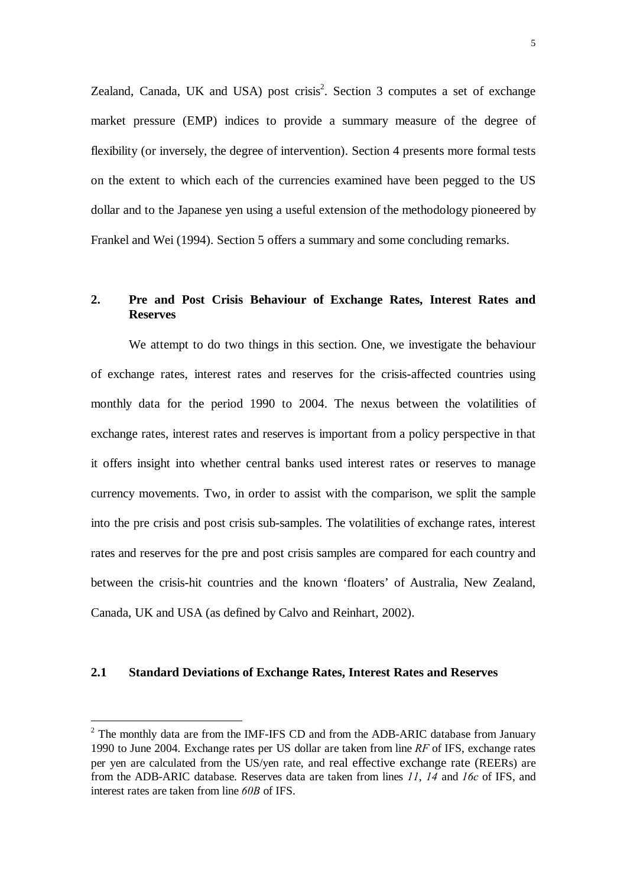Zealand, Canada, UK and USA) post crisis[2]. Section 3 computes a set of exchange market pressure (EMP) indices to provide a summary measure of the degree of flexibility (or inversely, the degree of intervention). Section 4 presents more formal tests on the extent to which each of the currencies examined have been pegged to the US dollar and to the Japanese yen using a useful extension of the methodology pioneered by Frankel and Wei (1994). Section 5 offers a summary and some concluding remarks.

## 2. Pre and Post Crisis Behaviour of Exchange Rates, Interest Rates and Reserves

We attempt to do two things in this section. One, we investigate the behaviour of exchange rates, interest rates and reserves for the crisis-affected countries using monthly data for the period 1990 to 2004. The nexus between the volatilities of exchange rates, interest rates and reserves is important from a policy perspective in that it offers insight into whether central banks used interest rates or reserves to manage currency movements. Two, in order to assist with the comparison, we split the sample into the pre crisis and post crisis sub-samples. The volatilities of exchange rates, interest rates and reserves for the pre and post crisis samples are compared for each country and between the crisis-hit countries and the known 'floaters' of Australia, New Zealand, Canada, UK and USA (as defined by Calvo and Reinhart, 2002).

### 2.1 Standard Deviations of Exchange Rates, Interest Rates and Reserves

---

[2] The monthly data are from the IMF-IFS CD and from the ADB-ARIC database from January 1990 to June 2004. Exchange rates per US dollar are taken from line *RF* of IFS, exchange rates per yen are calculated from the US/yen rate, and real effective exchange rate (REERs) are from the ADB-ARIC database. Reserves data are taken from lines *11*, *14* and *16c* of IFS, and interest rates are taken from line *60B* of IFS.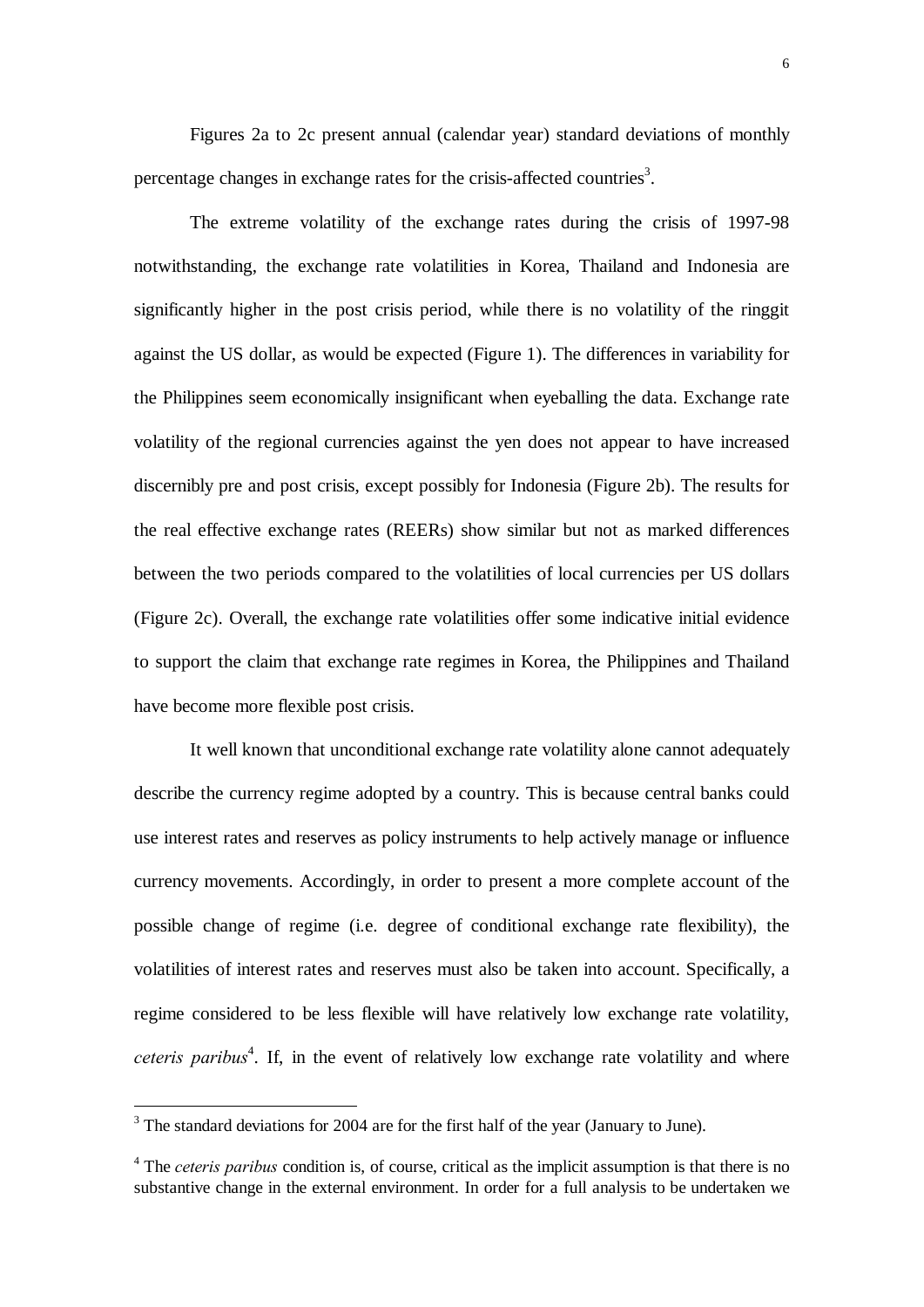Figures 2a to 2c present annual (calendar year) standard deviations of monthly percentage changes in exchange rates for the crisis-affected countries[3].

The extreme volatility of the exchange rates during the crisis of 1997-98 notwithstanding, the exchange rate volatilities in Korea, Thailand and Indonesia are significantly higher in the post crisis period, while there is no volatility of the ringgit against the US dollar, as would be expected (Figure 1). The differences in variability for the Philippines seem economically insignificant when eyeballing the data. Exchange rate volatility of the regional currencies against the yen does not appear to have increased discernibly pre and post crisis, except possibly for Indonesia (Figure 2b). The results for the real effective exchange rates (REERs) show similar but not as marked differences between the two periods compared to the volatilities of local currencies per US dollars (Figure 2c). Overall, the exchange rate volatilities offer some indicative initial evidence to support the claim that exchange rate regimes in Korea, the Philippines and Thailand have become more flexible post crisis.

It well known that unconditional exchange rate volatility alone cannot adequately describe the currency regime adopted by a country. This is because central banks could use interest rates and reserves as policy instruments to help actively manage or influence currency movements. Accordingly, in order to present a more complete account of the possible change of regime (i.e. degree of conditional exchange rate flexibility), the volatilities of interest rates and reserves must also be taken into account. Specifically, a regime considered to be less flexible will have relatively low exchange rate volatility, *ceteris paribus*[4]. If, in the event of relatively low exchange rate volatility and where

---

[3] The standard deviations for 2004 are for the first half of the year (January to June).

[4] The *ceteris paribus* condition is, of course, critical as the implicit assumption is that there is no substantive change in the external environment. In order for a full analysis to be undertaken we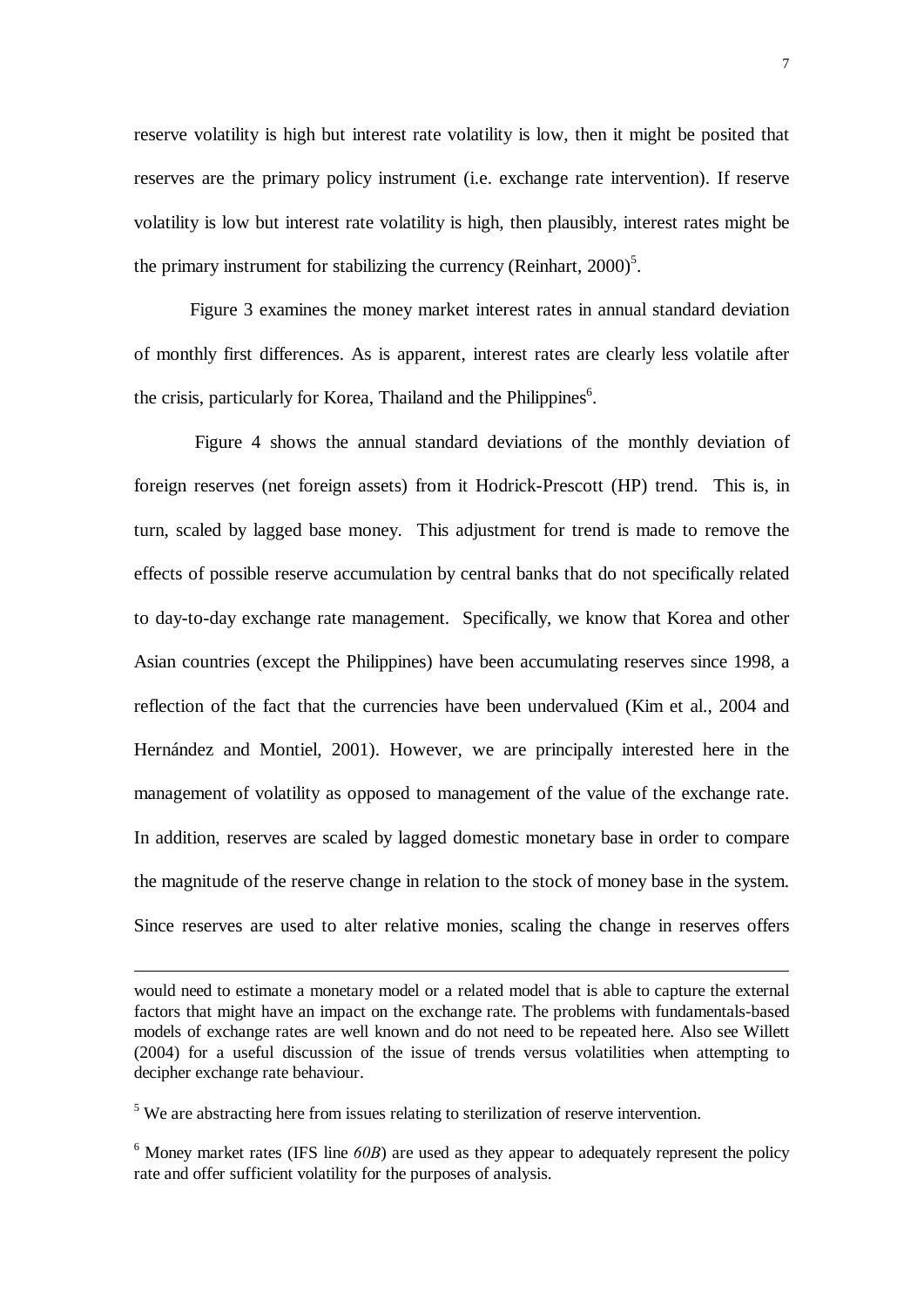reserve volatility is high but interest rate volatility is low, then it might be posited that reserves are the primary policy instrument (i.e. exchange rate intervention). If reserve volatility is low but interest rate volatility is high, then plausibly, interest rates might be the primary instrument for stabilizing the currency (Reinhart, 2000)[5].

Figure 3 examines the money market interest rates in annual standard deviation of monthly first differences. As is apparent, interest rates are clearly less volatile after the crisis, particularly for Korea, Thailand and the Philippines[6].

Figure 4 shows the annual standard deviations of the monthly deviation of foreign reserves (net foreign assets) from it Hodrick-Prescott (HP) trend. This is, in turn, scaled by lagged base money. This adjustment for trend is made to remove the effects of possible reserve accumulation by central banks that do not specifically related to day-to-day exchange rate management. Specifically, we know that Korea and other Asian countries (except the Philippines) have been accumulating reserves since 1998, a reflection of the fact that the currencies have been undervalued (Kim et al., 2004 and Hernández and Montiel, 2001). However, we are principally interested here in the management of volatility as opposed to management of the value of the exchange rate. In addition, reserves are scaled by lagged domestic monetary base in order to compare the magnitude of the reserve change in relation to the stock of money base in the system. Since reserves are used to alter relative monies, scaling the change in reserves offers

---

would need to estimate a monetary model or a related model that is able to capture the external factors that might have an impact on the exchange rate. The problems with fundamentals-based models of exchange rates are well known and do not need to be repeated here. Also see Willett (2004) for a useful discussion of the issue of trends versus volatilities when attempting to decipher exchange rate behaviour.

[5] We are abstracting here from issues relating to sterilization of reserve intervention.

[6] Money market rates (IFS line *60B*) are used as they appear to adequately represent the policy rate and offer sufficient volatility for the purposes of analysis.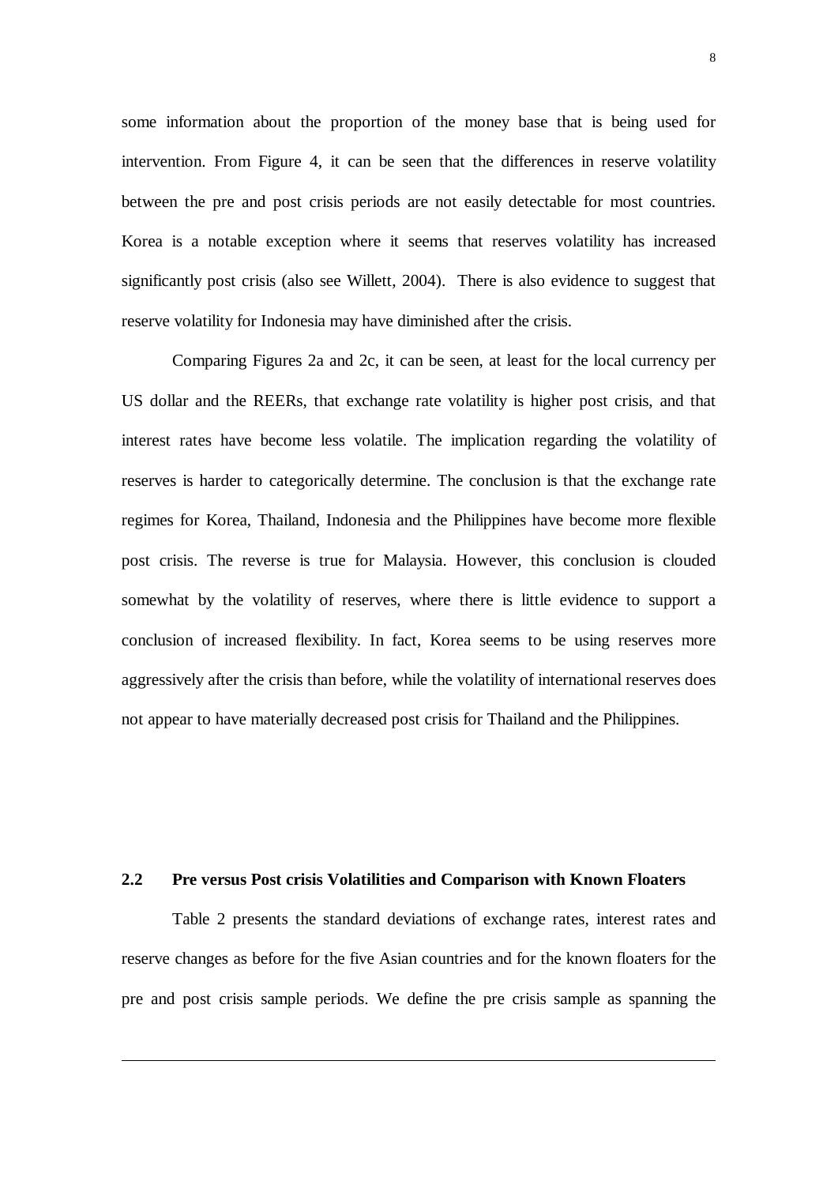some information about the proportion of the money base that is being used for intervention. From Figure 4, it can be seen that the differences in reserve volatility between the pre and post crisis periods are not easily detectable for most countries. Korea is a notable exception where it seems that reserves volatility has increased significantly post crisis (also see Willett, 2004). There is also evidence to suggest that reserve volatility for Indonesia may have diminished after the crisis.

Comparing Figures 2a and 2c, it can be seen, at least for the local currency per US dollar and the REERs, that exchange rate volatility is higher post crisis, and that interest rates have become less volatile. The implication regarding the volatility of reserves is harder to categorically determine. The conclusion is that the exchange rate regimes for Korea, Thailand, Indonesia and the Philippines have become more flexible post crisis. The reverse is true for Malaysia. However, this conclusion is clouded somewhat by the volatility of reserves, where there is little evidence to support a conclusion of increased flexibility. In fact, Korea seems to be using reserves more aggressively after the crisis than before, while the volatility of international reserves does not appear to have materially decreased post crisis for Thailand and the Philippines.

## 2.2 Pre versus Post crisis Volatilities and Comparison with Known Floaters

Table 2 presents the standard deviations of exchange rates, interest rates and reserve changes as before for the five Asian countries and for the known floaters for the pre and post crisis sample periods. We define the pre crisis sample as spanning the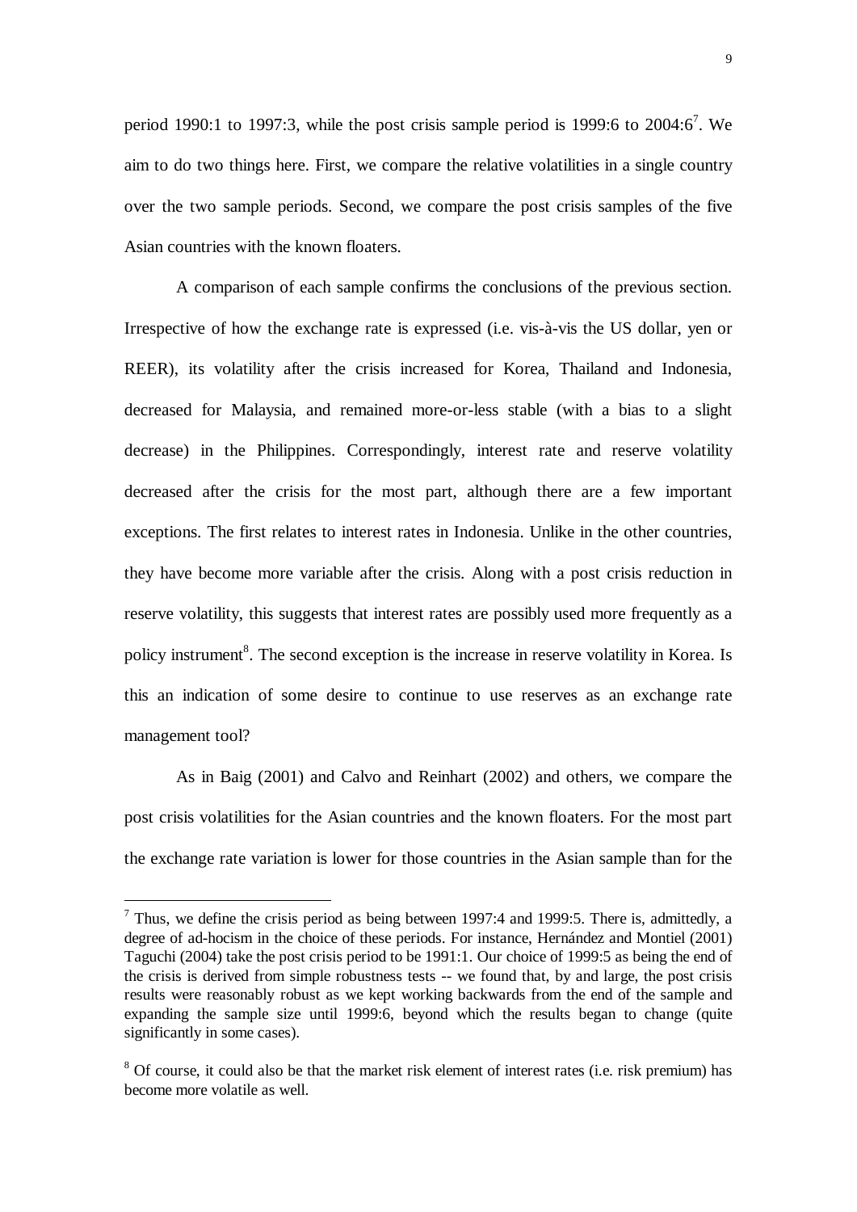period 1990:1 to 1997:3, while the post crisis sample period is 1999:6 to 2004:6[7]. We aim to do two things here. First, we compare the relative volatilities in a single country over the two sample periods. Second, we compare the post crisis samples of the five Asian countries with the known floaters.

A comparison of each sample confirms the conclusions of the previous section. Irrespective of how the exchange rate is expressed (i.e. vis-à-vis the US dollar, yen or REER), its volatility after the crisis increased for Korea, Thailand and Indonesia, decreased for Malaysia, and remained more-or-less stable (with a bias to a slight decrease) in the Philippines. Correspondingly, interest rate and reserve volatility decreased after the crisis for the most part, although there are a few important exceptions. The first relates to interest rates in Indonesia. Unlike in the other countries, they have become more variable after the crisis. Along with a post crisis reduction in reserve volatility, this suggests that interest rates are possibly used more frequently as a policy instrument[8]. The second exception is the increase in reserve volatility in Korea. Is this an indication of some desire to continue to use reserves as an exchange rate management tool?

As in Baig (2001) and Calvo and Reinhart (2002) and others, we compare the post crisis volatilities for the Asian countries and the known floaters. For the most part the exchange rate variation is lower for those countries in the Asian sample than for the

[7] Thus, we define the crisis period as being between 1997:4 and 1999:5. There is, admittedly, a degree of ad-hocism in the choice of these periods. For instance, Hernández and Montiel (2001) Taguchi (2004) take the post crisis period to be 1991:1. Our choice of 1999:5 as being the end of the crisis is derived from simple robustness tests -- we found that, by and large, the post crisis results were reasonably robust as we kept working backwards from the end of the sample and expanding the sample size until 1999:6, beyond which the results began to change (quite significantly in some cases).

[8] Of course, it could also be that the market risk element of interest rates (i.e. risk premium) has become more volatile as well.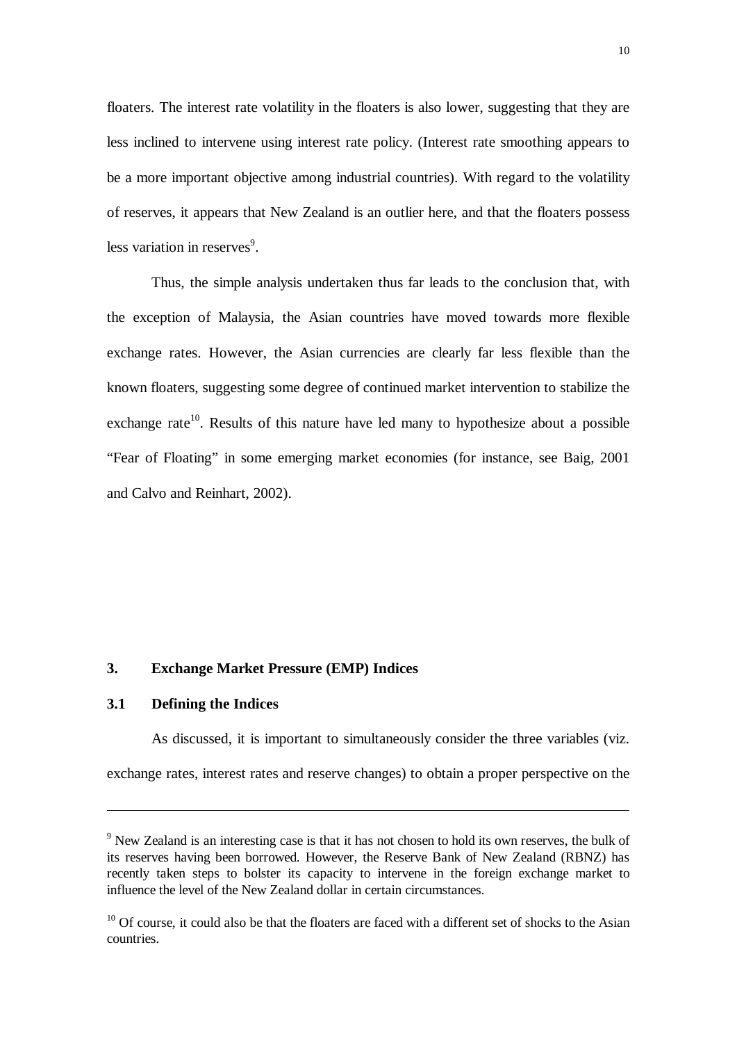floaters. The interest rate volatility in the floaters is also lower, suggesting that they are less inclined to intervene using interest rate policy. (Interest rate smoothing appears to be a more important objective among industrial countries). With regard to the volatility of reserves, it appears that New Zealand is an outlier here, and that the floaters possess less variation in reserves[9].

Thus, the simple analysis undertaken thus far leads to the conclusion that, with the exception of Malaysia, the Asian countries have moved towards more flexible exchange rates. However, the Asian currencies are clearly far less flexible than the known floaters, suggesting some degree of continued market intervention to stabilize the exchange rate[10]. Results of this nature have led many to hypothesize about a possible "Fear of Floating" in some emerging market economies (for instance, see Baig, 2001 and Calvo and Reinhart, 2002).

## 3. Exchange Market Pressure (EMP) Indices

### 3.1 Defining the Indices

As discussed, it is important to simultaneously consider the three variables (viz. exchange rates, interest rates and reserve changes) to obtain a proper perspective on the

---

[9] New Zealand is an interesting case is that it has not chosen to hold its own reserves, the bulk of its reserves having been borrowed. However, the Reserve Bank of New Zealand (RBNZ) has recently taken steps to bolster its capacity to intervene in the foreign exchange market to influence the level of the New Zealand dollar in certain circumstances.

[10] Of course, it could also be that the floaters are faced with a different set of shocks to the Asian countries.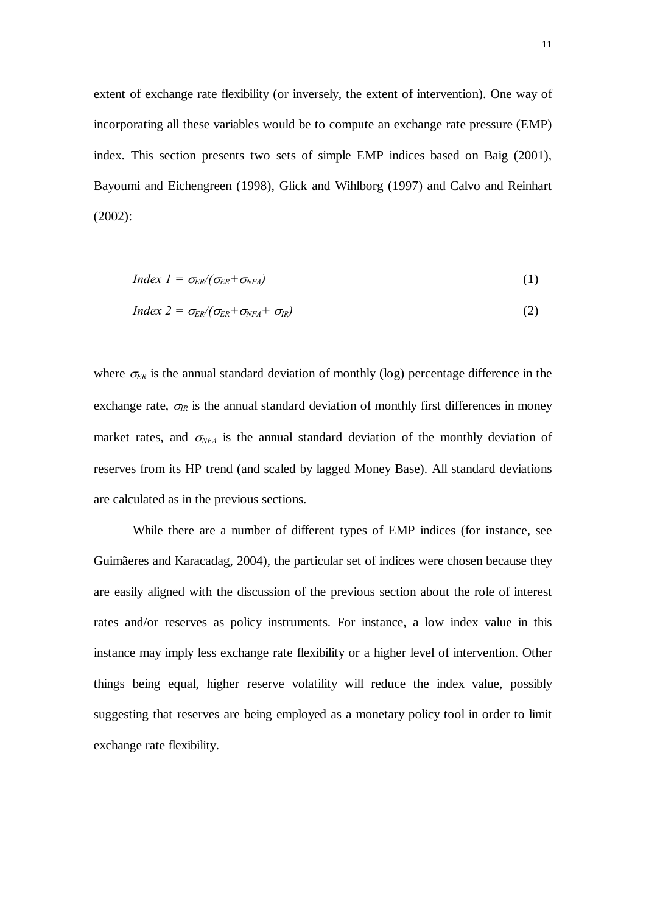extent of exchange rate flexibility (or inversely, the extent of intervention). One way of incorporating all these variables would be to compute an exchange rate pressure (EMP) index. This section presents two sets of simple EMP indices based on Baig (2001), Bayoumi and Eichengreen (1998), Glick and Wihlborg (1997) and Calvo and Reinhart (2002):

$$Index\ 1 = \sigma_{ER}/(\sigma_{ER}+\sigma_{NFA}) \tag{1}$$

$$Index\ 2 = \sigma_{ER}/(\sigma_{ER}+\sigma_{NFA}+\sigma_{IR}) \tag{2}$$

where $\sigma_{ER}$ is the annual standard deviation of monthly (log) percentage difference in the exchange rate, $\sigma_{IR}$ is the annual standard deviation of monthly first differences in money market rates, and $\sigma_{NFA}$ is the annual standard deviation of the monthly deviation of reserves from its HP trend (and scaled by lagged Money Base). All standard deviations are calculated as in the previous sections.

While there are a number of different types of EMP indices (for instance, see Guimãeres and Karacadag, 2004), the particular set of indices were chosen because they are easily aligned with the discussion of the previous section about the role of interest rates and/or reserves as policy instruments. For instance, a low index value in this instance may imply less exchange rate flexibility or a higher level of intervention. Other things being equal, higher reserve volatility will reduce the index value, possibly suggesting that reserves are being employed as a monetary policy tool in order to limit exchange rate flexibility.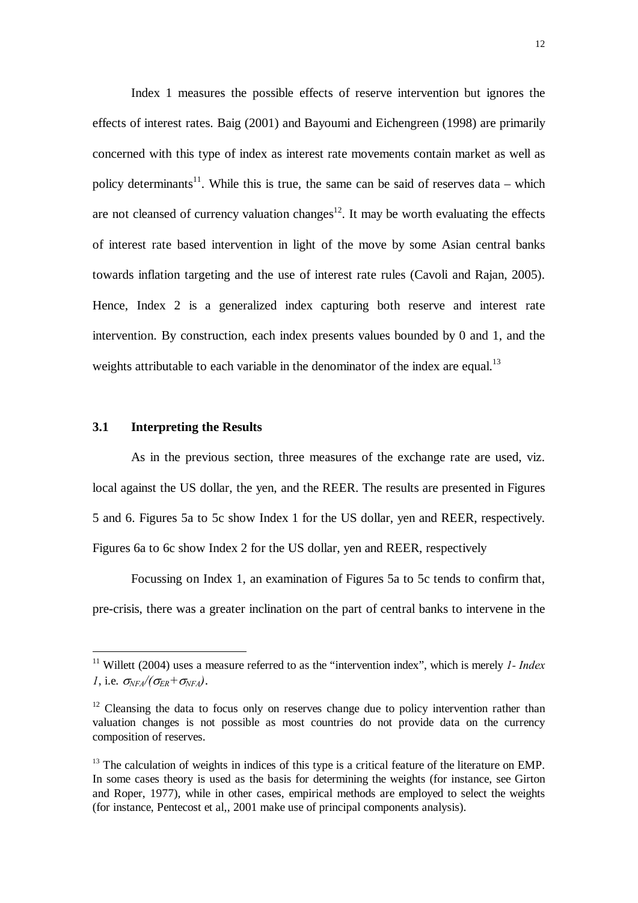Index 1 measures the possible effects of reserve intervention but ignores the effects of interest rates. Baig (2001) and Bayoumi and Eichengreen (1998) are primarily concerned with this type of index as interest rate movements contain market as well as policy determinants[11]. While this is true, the same can be said of reserves data – which are not cleansed of currency valuation changes[12]. It may be worth evaluating the effects of interest rate based intervention in light of the move by some Asian central banks towards inflation targeting and the use of interest rate rules (Cavoli and Rajan, 2005). Hence, Index 2 is a generalized index capturing both reserve and interest rate intervention. By construction, each index presents values bounded by 0 and 1, and the weights attributable to each variable in the denominator of the index are equal.[13]

## 3.1 Interpreting the Results

As in the previous section, three measures of the exchange rate are used, viz. local against the US dollar, the yen, and the REER. The results are presented in Figures 5 and 6. Figures 5a to 5c show Index 1 for the US dollar, yen and REER, respectively. Figures 6a to 6c show Index 2 for the US dollar, yen and REER, respectively

Focussing on Index 1, an examination of Figures 5a to 5c tends to confirm that, pre-crisis, there was a greater inclination on the part of central banks to intervene in the

---

[11] Willett (2004) uses a measure referred to as the "intervention index", which is merely *1- Index 1*, i.e. $\sigma_{NFA}/(\sigma_{ER}+\sigma_{NFA})$.

[12] Cleansing the data to focus only on reserves change due to policy intervention rather than valuation changes is not possible as most countries do not provide data on the currency composition of reserves.

[13] The calculation of weights in indices of this type is a critical feature of the literature on EMP. In some cases theory is used as the basis for determining the weights (for instance, see Girton and Roper, 1977), while in other cases, empirical methods are employed to select the weights (for instance, Pentecost et al,, 2001 make use of principal components analysis).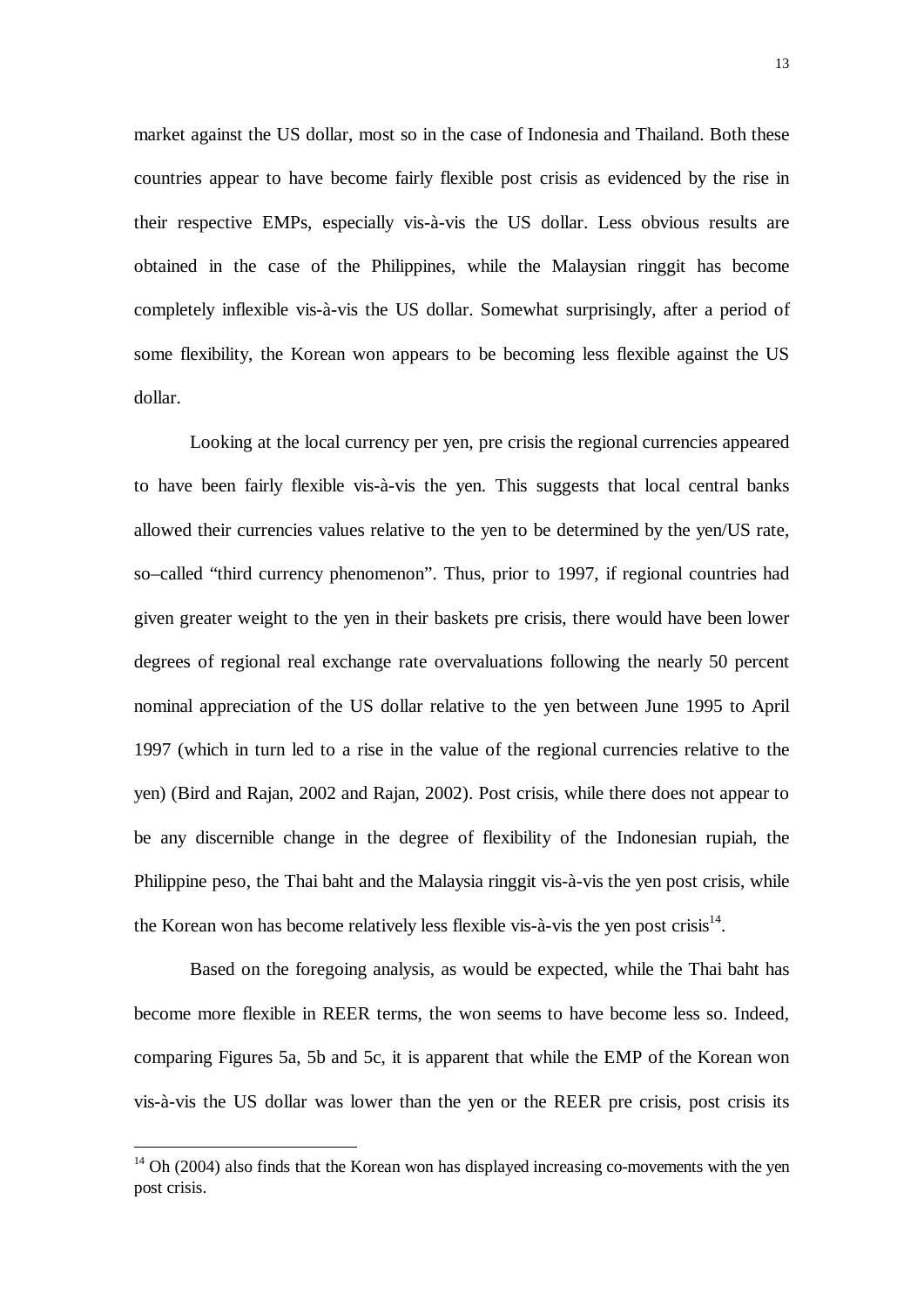market against the US dollar, most so in the case of Indonesia and Thailand. Both these countries appear to have become fairly flexible post crisis as evidenced by the rise in their respective EMPs, especially vis-à-vis the US dollar. Less obvious results are obtained in the case of the Philippines, while the Malaysian ringgit has become completely inflexible vis-à-vis the US dollar. Somewhat surprisingly, after a period of some flexibility, the Korean won appears to be becoming less flexible against the US dollar.

Looking at the local currency per yen, pre crisis the regional currencies appeared to have been fairly flexible vis-à-vis the yen. This suggests that local central banks allowed their currencies values relative to the yen to be determined by the yen/US rate, so–called "third currency phenomenon". Thus, prior to 1997, if regional countries had given greater weight to the yen in their baskets pre crisis, there would have been lower degrees of regional real exchange rate overvaluations following the nearly 50 percent nominal appreciation of the US dollar relative to the yen between June 1995 to April 1997 (which in turn led to a rise in the value of the regional currencies relative to the yen) (Bird and Rajan, 2002 and Rajan, 2002). Post crisis, while there does not appear to be any discernible change in the degree of flexibility of the Indonesian rupiah, the Philippine peso, the Thai baht and the Malaysia ringgit vis-à-vis the yen post crisis, while the Korean won has become relatively less flexible vis-à-vis the yen post crisis[14].

Based on the foregoing analysis, as would be expected, while the Thai baht has become more flexible in REER terms, the won seems to have become less so. Indeed, comparing Figures 5a, 5b and 5c, it is apparent that while the EMP of the Korean won vis-à-vis the US dollar was lower than the yen or the REER pre crisis, post crisis its

[14] Oh (2004) also finds that the Korean won has displayed increasing co-movements with the yen post crisis.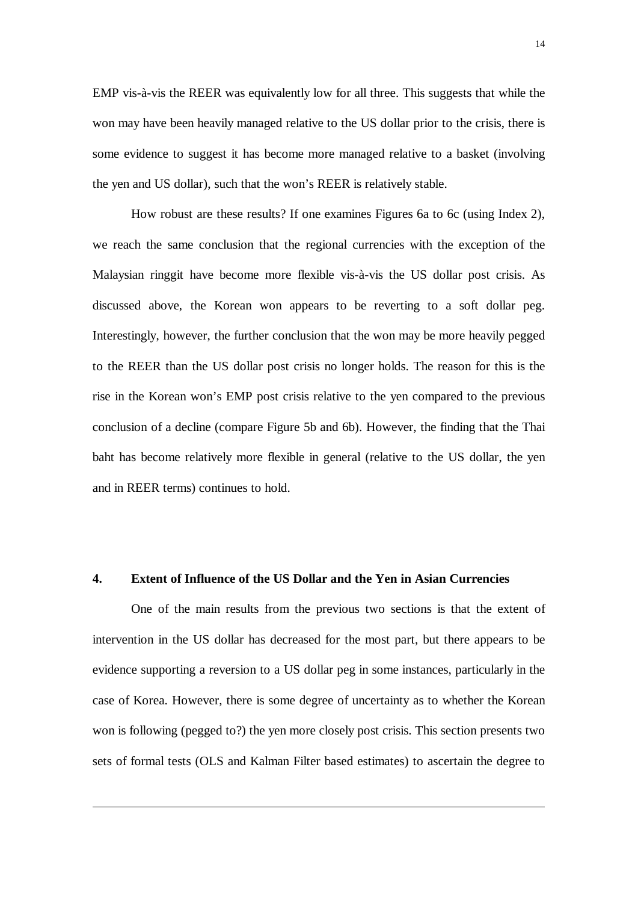EMP vis-à-vis the REER was equivalently low for all three. This suggests that while the won may have been heavily managed relative to the US dollar prior to the crisis, there is some evidence to suggest it has become more managed relative to a basket (involving the yen and US dollar), such that the won's REER is relatively stable.

How robust are these results? If one examines Figures 6a to 6c (using Index 2), we reach the same conclusion that the regional currencies with the exception of the Malaysian ringgit have become more flexible vis-à-vis the US dollar post crisis. As discussed above, the Korean won appears to be reverting to a soft dollar peg. Interestingly, however, the further conclusion that the won may be more heavily pegged to the REER than the US dollar post crisis no longer holds. The reason for this is the rise in the Korean won's EMP post crisis relative to the yen compared to the previous conclusion of a decline (compare Figure 5b and 6b). However, the finding that the Thai baht has become relatively more flexible in general (relative to the US dollar, the yen and in REER terms) continues to hold.

## 4. Extent of Influence of the US Dollar and the Yen in Asian Currencies

One of the main results from the previous two sections is that the extent of intervention in the US dollar has decreased for the most part, but there appears to be evidence supporting a reversion to a US dollar peg in some instances, particularly in the case of Korea. However, there is some degree of uncertainty as to whether the Korean won is following (pegged to?) the yen more closely post crisis. This section presents two sets of formal tests (OLS and Kalman Filter based estimates) to ascertain the degree to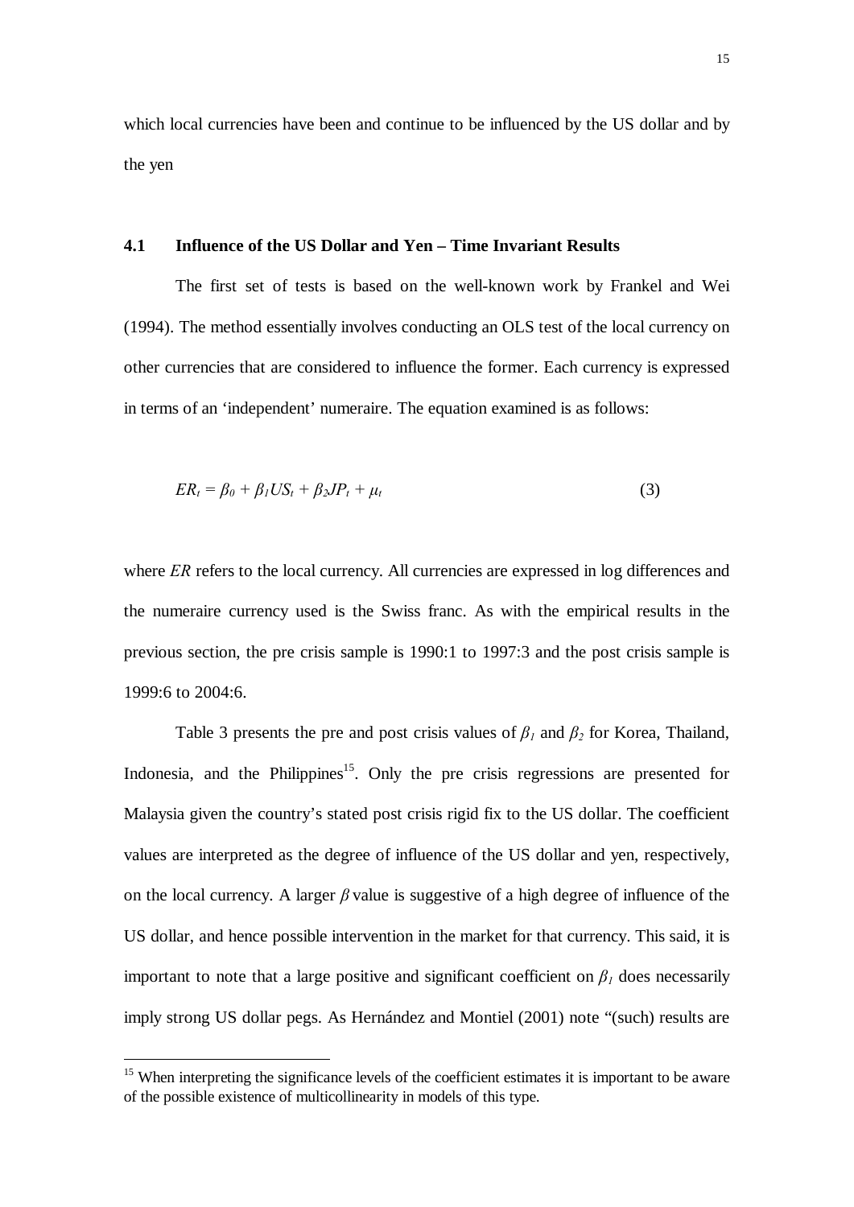which local currencies have been and continue to be influenced by the US dollar and by the yen

### 4.1 Influence of the US Dollar and Yen – Time Invariant Results

The first set of tests is based on the well-known work by Frankel and Wei (1994). The method essentially involves conducting an OLS test of the local currency on other currencies that are considered to influence the former. Each currency is expressed in terms of an 'independent' numeraire. The equation examined is as follows:

$$ER_t = \beta_0 + \beta_1 US_t + \beta_2 JP_t + \mu_t \qquad (3)$$

where *ER* refers to the local currency. All currencies are expressed in log differences and the numeraire currency used is the Swiss franc. As with the empirical results in the previous section, the pre crisis sample is 1990:1 to 1997:3 and the post crisis sample is 1999:6 to 2004:6.

Table 3 presents the pre and post crisis values of $\beta_1$ and $\beta_2$ for Korea, Thailand, Indonesia, and the Philippines[15]. Only the pre crisis regressions are presented for Malaysia given the country's stated post crisis rigid fix to the US dollar. The coefficient values are interpreted as the degree of influence of the US dollar and yen, respectively, on the local currency. A larger $\beta$ value is suggestive of a high degree of influence of the US dollar, and hence possible intervention in the market for that currency. This said, it is important to note that a large positive and significant coefficient on $\beta_1$ does necessarily imply strong US dollar pegs. As Hernández and Montiel (2001) note "(such) results are

[15] When interpreting the significance levels of the coefficient estimates it is important to be aware of the possible existence of multicollinearity in models of this type.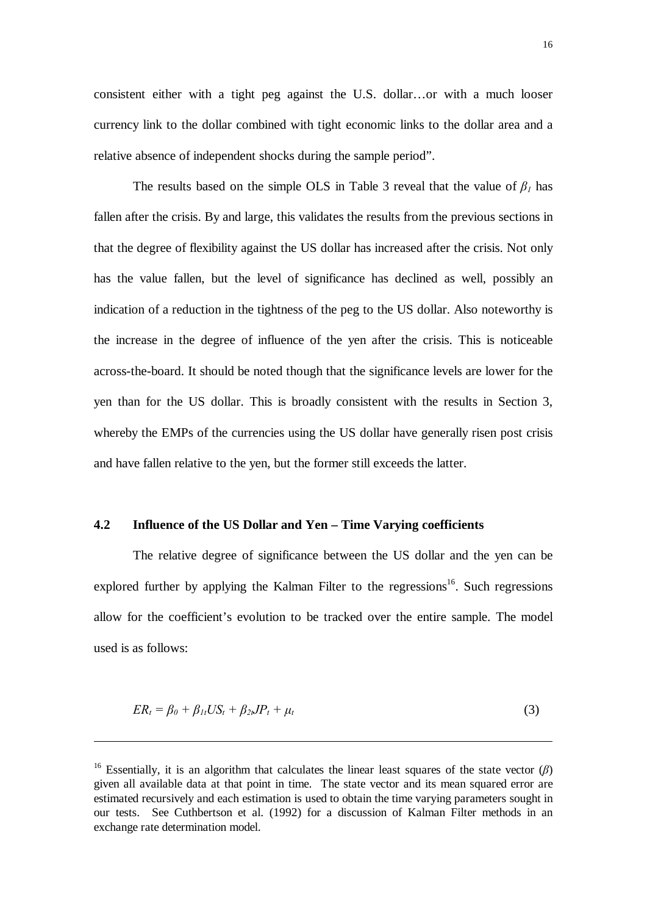consistent either with a tight peg against the U.S. dollar…or with a much looser currency link to the dollar combined with tight economic links to the dollar area and a relative absence of independent shocks during the sample period".

The results based on the simple OLS in Table 3 reveal that the value of $\beta_1$ has fallen after the crisis. By and large, this validates the results from the previous sections in that the degree of flexibility against the US dollar has increased after the crisis. Not only has the value fallen, but the level of significance has declined as well, possibly an indication of a reduction in the tightness of the peg to the US dollar. Also noteworthy is the increase in the degree of influence of the yen after the crisis. This is noticeable across-the-board. It should be noted though that the significance levels are lower for the yen than for the US dollar. This is broadly consistent with the results in Section 3, whereby the EMPs of the currencies using the US dollar have generally risen post crisis and have fallen relative to the yen, but the former still exceeds the latter.

## 4.2 Influence of the US Dollar and Yen – Time Varying coefficients

The relative degree of significance between the US dollar and the yen can be explored further by applying the Kalman Filter to the regressions[16]. Such regressions allow for the coefficient's evolution to be tracked over the entire sample. The model used is as follows:

$$ER_t = \beta_0 + \beta_{1t}US_t + \beta_{2t}JP_t + \mu_t \tag{3}$$

[16] Essentially, it is an algorithm that calculates the linear least squares of the state vector ($\beta$) given all available data at that point in time. The state vector and its mean squared error are estimated recursively and each estimation is used to obtain the time varying parameters sought in our tests. See Cuthbertson et al. (1992) for a discussion of Kalman Filter methods in an exchange rate determination model.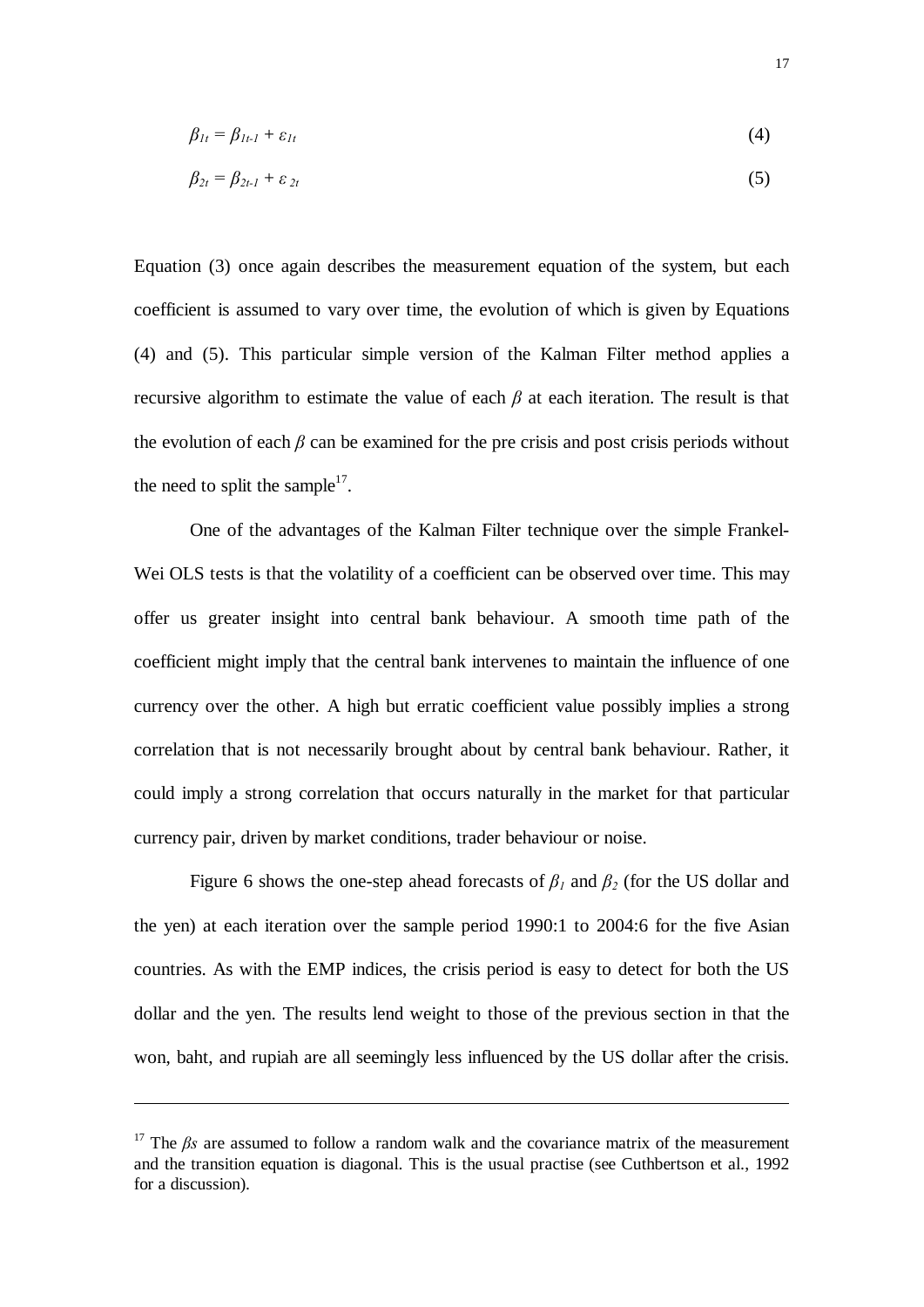$$\beta_{1t} = \beta_{1t-1} + \varepsilon_{1t} \tag{4}$$

$$\beta_{2t} = \beta_{2t-1} + \varepsilon_{2t} \tag{5}$$

Equation (3) once again describes the measurement equation of the system, but each coefficient is assumed to vary over time, the evolution of which is given by Equations (4) and (5). This particular simple version of the Kalman Filter method applies a recursive algorithm to estimate the value of each $\beta$ at each iteration. The result is that the evolution of each $\beta$ can be examined for the pre crisis and post crisis periods without the need to split the sample[17].

One of the advantages of the Kalman Filter technique over the simple Frankel-Wei OLS tests is that the volatility of a coefficient can be observed over time. This may offer us greater insight into central bank behaviour. A smooth time path of the coefficient might imply that the central bank intervenes to maintain the influence of one currency over the other. A high but erratic coefficient value possibly implies a strong correlation that is not necessarily brought about by central bank behaviour. Rather, it could imply a strong correlation that occurs naturally in the market for that particular currency pair, driven by market conditions, trader behaviour or noise.

Figure 6 shows the one-step ahead forecasts of $\beta_1$ and $\beta_2$ (for the US dollar and the yen) at each iteration over the sample period 1990:1 to 2004:6 for the five Asian countries. As with the EMP indices, the crisis period is easy to detect for both the US dollar and the yen. The results lend weight to those of the previous section in that the won, baht, and rupiah are all seemingly less influenced by the US dollar after the crisis.

---

[17] The $\beta s$ are assumed to follow a random walk and the covariance matrix of the measurement and the transition equation is diagonal. This is the usual practise (see Cuthbertson et al., 1992 for a discussion).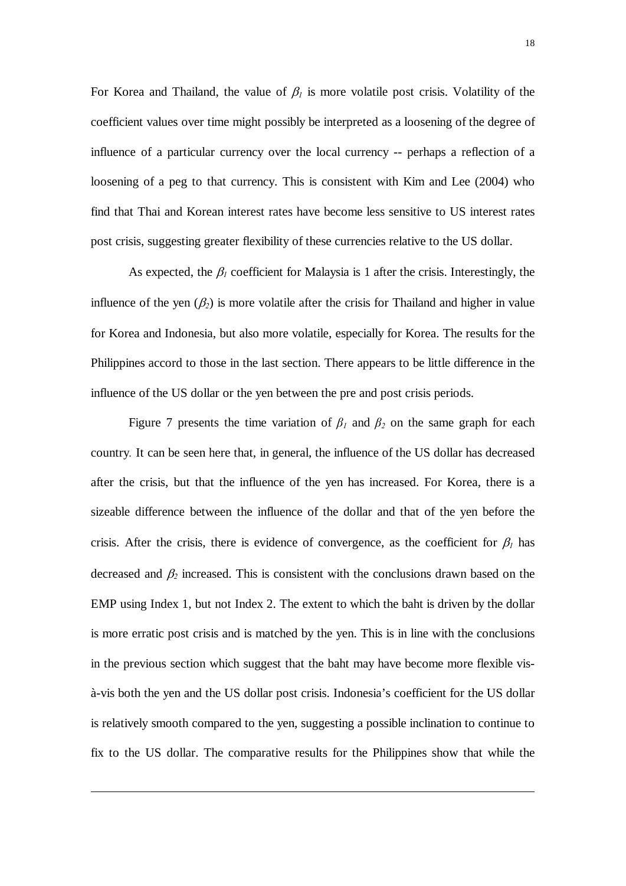For Korea and Thailand, the value of $\beta_1$ is more volatile post crisis. Volatility of the coefficient values over time might possibly be interpreted as a loosening of the degree of influence of a particular currency over the local currency -- perhaps a reflection of a loosening of a peg to that currency. This is consistent with Kim and Lee (2004) who find that Thai and Korean interest rates have become less sensitive to US interest rates post crisis, suggesting greater flexibility of these currencies relative to the US dollar.

As expected, the $\beta_1$ coefficient for Malaysia is 1 after the crisis. Interestingly, the influence of the yen ($\beta_2$) is more volatile after the crisis for Thailand and higher in value for Korea and Indonesia, but also more volatile, especially for Korea. The results for the Philippines accord to those in the last section. There appears to be little difference in the influence of the US dollar or the yen between the pre and post crisis periods.

Figure 7 presents the time variation of $\beta_1$ and $\beta_2$ on the same graph for each country. It can be seen here that, in general, the influence of the US dollar has decreased after the crisis, but that the influence of the yen has increased. For Korea, there is a sizeable difference between the influence of the dollar and that of the yen before the crisis. After the crisis, there is evidence of convergence, as the coefficient for $\beta_1$ has decreased and $\beta_2$ increased. This is consistent with the conclusions drawn based on the EMP using Index 1, but not Index 2. The extent to which the baht is driven by the dollar is more erratic post crisis and is matched by the yen. This is in line with the conclusions in the previous section which suggest that the baht may have become more flexible vis-à-vis both the yen and the US dollar post crisis. Indonesia's coefficient for the US dollar is relatively smooth compared to the yen, suggesting a possible inclination to continue to fix to the US dollar. The comparative results for the Philippines show that while the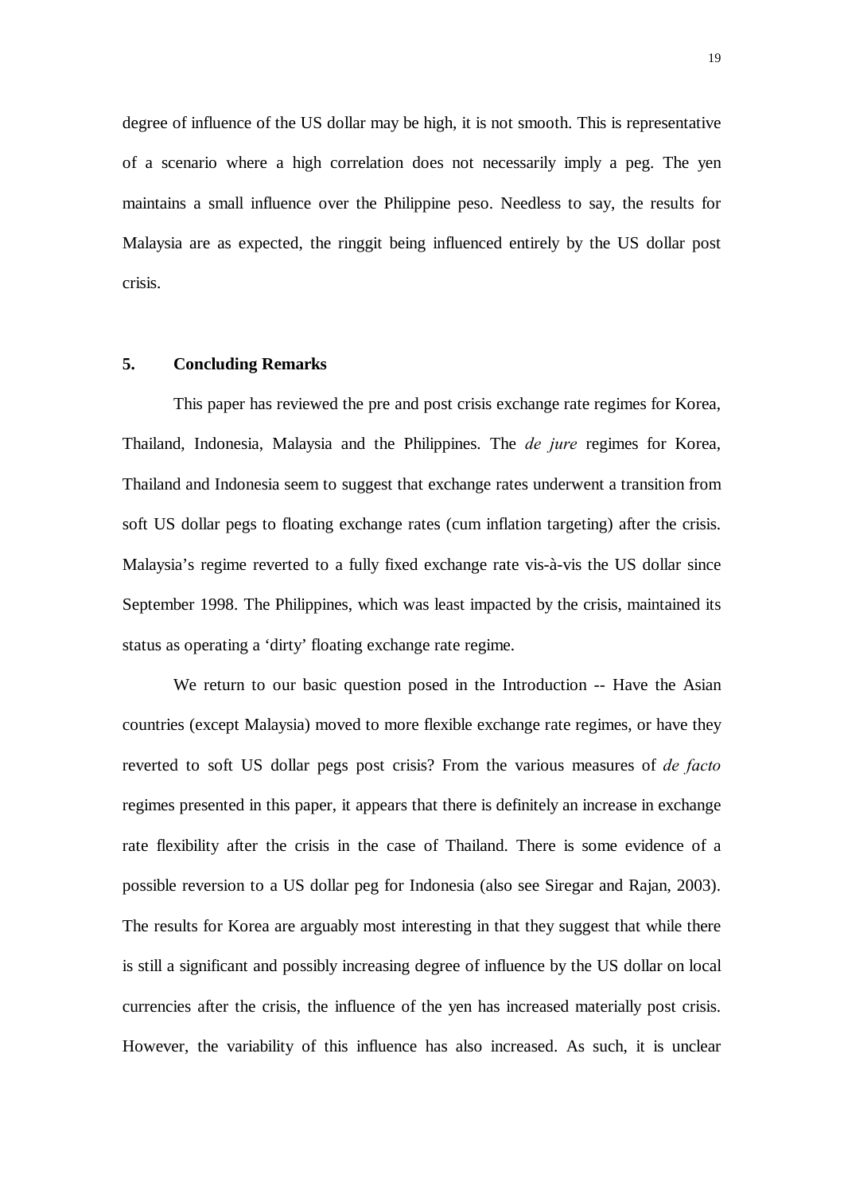degree of influence of the US dollar may be high, it is not smooth. This is representative of a scenario where a high correlation does not necessarily imply a peg. The yen maintains a small influence over the Philippine peso. Needless to say, the results for Malaysia are as expected, the ringgit being influenced entirely by the US dollar post crisis.

## 5. Concluding Remarks

This paper has reviewed the pre and post crisis exchange rate regimes for Korea, Thailand, Indonesia, Malaysia and the Philippines. The *de jure* regimes for Korea, Thailand and Indonesia seem to suggest that exchange rates underwent a transition from soft US dollar pegs to floating exchange rates (cum inflation targeting) after the crisis. Malaysia's regime reverted to a fully fixed exchange rate vis-à-vis the US dollar since September 1998. The Philippines, which was least impacted by the crisis, maintained its status as operating a 'dirty' floating exchange rate regime.

We return to our basic question posed in the Introduction -- Have the Asian countries (except Malaysia) moved to more flexible exchange rate regimes, or have they reverted to soft US dollar pegs post crisis? From the various measures of *de facto* regimes presented in this paper, it appears that there is definitely an increase in exchange rate flexibility after the crisis in the case of Thailand. There is some evidence of a possible reversion to a US dollar peg for Indonesia (also see Siregar and Rajan, 2003). The results for Korea are arguably most interesting in that they suggest that while there is still a significant and possibly increasing degree of influence by the US dollar on local currencies after the crisis, the influence of the yen has increased materially post crisis. However, the variability of this influence has also increased. As such, it is unclear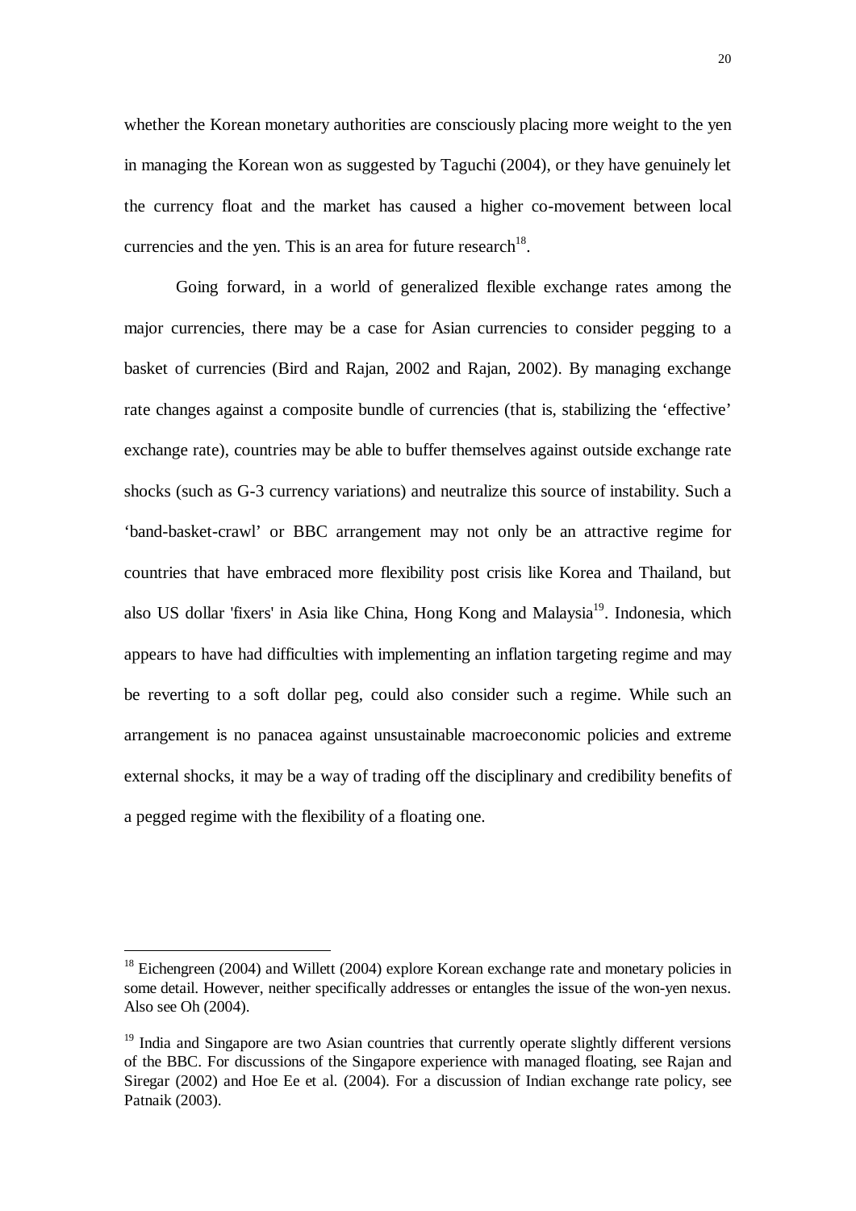whether the Korean monetary authorities are consciously placing more weight to the yen in managing the Korean won as suggested by Taguchi (2004), or they have genuinely let the currency float and the market has caused a higher co-movement between local currencies and the yen. This is an area for future research[18].

Going forward, in a world of generalized flexible exchange rates among the major currencies, there may be a case for Asian currencies to consider pegging to a basket of currencies (Bird and Rajan, 2002 and Rajan, 2002). By managing exchange rate changes against a composite bundle of currencies (that is, stabilizing the 'effective' exchange rate), countries may be able to buffer themselves against outside exchange rate shocks (such as G-3 currency variations) and neutralize this source of instability. Such a 'band-basket-crawl' or BBC arrangement may not only be an attractive regime for countries that have embraced more flexibility post crisis like Korea and Thailand, but also US dollar 'fixers' in Asia like China, Hong Kong and Malaysia[19]. Indonesia, which appears to have had difficulties with implementing an inflation targeting regime and may be reverting to a soft dollar peg, could also consider such a regime. While such an arrangement is no panacea against unsustainable macroeconomic policies and extreme external shocks, it may be a way of trading off the disciplinary and credibility benefits of a pegged regime with the flexibility of a floating one.

---

[18] Eichengreen (2004) and Willett (2004) explore Korean exchange rate and monetary policies in some detail. However, neither specifically addresses or entangles the issue of the won-yen nexus. Also see Oh (2004).

[19] India and Singapore are two Asian countries that currently operate slightly different versions of the BBC. For discussions of the Singapore experience with managed floating, see Rajan and Siregar (2002) and Hoe Ee et al. (2004). For a discussion of Indian exchange rate policy, see Patnaik (2003).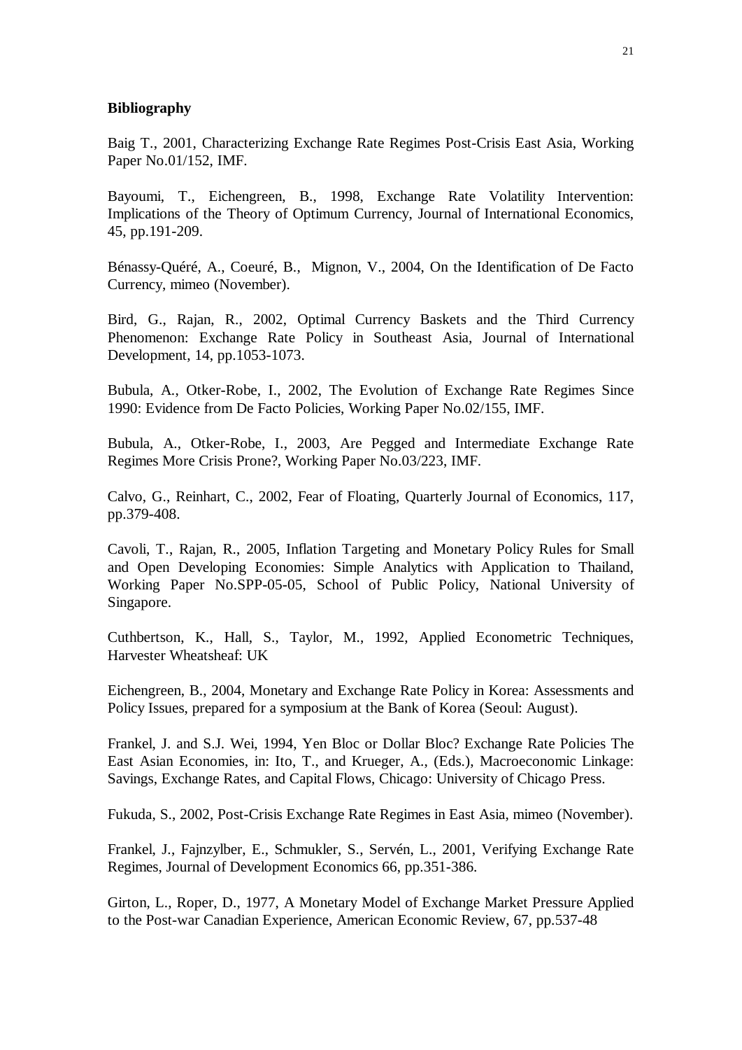**Bibliography**

Baig T., 2001, Characterizing Exchange Rate Regimes Post-Crisis East Asia, Working Paper No.01/152, IMF.

Bayoumi, T., Eichengreen, B., 1998, Exchange Rate Volatility Intervention: Implications of the Theory of Optimum Currency, Journal of International Economics, 45, pp.191-209.

Bénassy-Quéré, A., Coeuré, B., Mignon, V., 2004, On the Identification of De Facto Currency, mimeo (November).

Bird, G., Rajan, R., 2002, Optimal Currency Baskets and the Third Currency Phenomenon: Exchange Rate Policy in Southeast Asia, Journal of International Development, 14, pp.1053-1073.

Bubula, A., Otker-Robe, I., 2002, The Evolution of Exchange Rate Regimes Since 1990: Evidence from De Facto Policies, Working Paper No.02/155, IMF.

Bubula, A., Otker-Robe, I., 2003, Are Pegged and Intermediate Exchange Rate Regimes More Crisis Prone?, Working Paper No.03/223, IMF.

Calvo, G., Reinhart, C., 2002, Fear of Floating, Quarterly Journal of Economics, 117, pp.379-408.

Cavoli, T., Rajan, R., 2005, Inflation Targeting and Monetary Policy Rules for Small and Open Developing Economies: Simple Analytics with Application to Thailand, Working Paper No.SPP-05-05, School of Public Policy, National University of Singapore.

Cuthbertson, K., Hall, S., Taylor, M., 1992, Applied Econometric Techniques, Harvester Wheatsheaf: UK

Eichengreen, B., 2004, Monetary and Exchange Rate Policy in Korea: Assessments and Policy Issues, prepared for a symposium at the Bank of Korea (Seoul: August).

Frankel, J. and S.J. Wei, 1994, Yen Bloc or Dollar Bloc? Exchange Rate Policies The East Asian Economies, in: Ito, T., and Krueger, A., (Eds.), Macroeconomic Linkage: Savings, Exchange Rates, and Capital Flows, Chicago: University of Chicago Press.

Fukuda, S., 2002, Post-Crisis Exchange Rate Regimes in East Asia, mimeo (November).

Frankel, J., Fajnzylber, E., Schmukler, S., Servén, L., 2001, Verifying Exchange Rate Regimes, Journal of Development Economics 66, pp.351-386.

Girton, L., Roper, D., 1977, A Monetary Model of Exchange Market Pressure Applied to the Post-war Canadian Experience, American Economic Review, 67, pp.537-48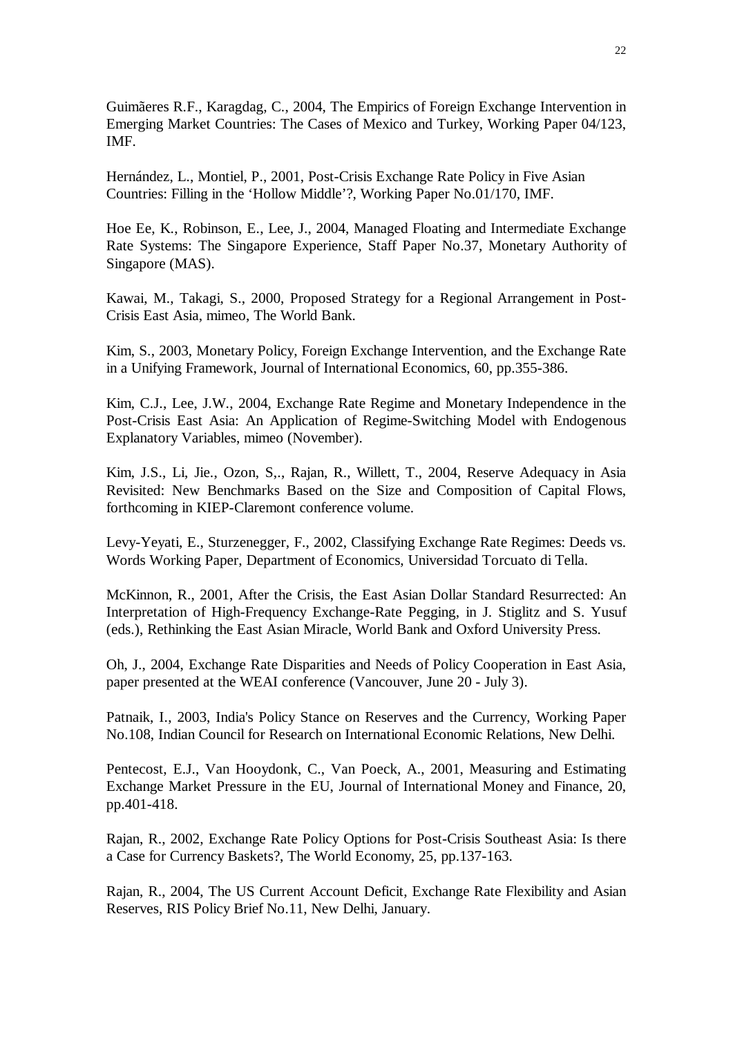Guimãeres R.F., Karagdag, C., 2004, The Empirics of Foreign Exchange Intervention in Emerging Market Countries: The Cases of Mexico and Turkey, Working Paper 04/123, IMF.

Hernández, L., Montiel, P., 2001, Post-Crisis Exchange Rate Policy in Five Asian Countries: Filling in the 'Hollow Middle'?, Working Paper No.01/170, IMF.

Hoe Ee, K., Robinson, E., Lee, J., 2004, Managed Floating and Intermediate Exchange Rate Systems: The Singapore Experience, Staff Paper No.37, Monetary Authority of Singapore (MAS).

Kawai, M., Takagi, S., 2000, Proposed Strategy for a Regional Arrangement in Post-Crisis East Asia, mimeo, The World Bank.

Kim, S., 2003, Monetary Policy, Foreign Exchange Intervention, and the Exchange Rate in a Unifying Framework, Journal of International Economics, 60, pp.355-386.

Kim, C.J., Lee, J.W., 2004, Exchange Rate Regime and Monetary Independence in the Post-Crisis East Asia: An Application of Regime-Switching Model with Endogenous Explanatory Variables, mimeo (November).

Kim, J.S., Li, Jie., Ozon, S,., Rajan, R., Willett, T., 2004, Reserve Adequacy in Asia Revisited: New Benchmarks Based on the Size and Composition of Capital Flows, forthcoming in KIEP-Claremont conference volume.

Levy-Yeyati, E., Sturzenegger, F., 2002, Classifying Exchange Rate Regimes: Deeds vs. Words Working Paper, Department of Economics, Universidad Torcuato di Tella.

McKinnon, R., 2001, After the Crisis, the East Asian Dollar Standard Resurrected: An Interpretation of High-Frequency Exchange-Rate Pegging, in J. Stiglitz and S. Yusuf (eds.), Rethinking the East Asian Miracle, World Bank and Oxford University Press.

Oh, J., 2004, Exchange Rate Disparities and Needs of Policy Cooperation in East Asia, paper presented at the WEAI conference (Vancouver, June 20 - July 3).

Patnaik, I., 2003, India's Policy Stance on Reserves and the Currency, Working Paper No.108, Indian Council for Research on International Economic Relations, New Delhi.

Pentecost, E.J., Van Hooydonk, C., Van Poeck, A., 2001, Measuring and Estimating Exchange Market Pressure in the EU, Journal of International Money and Finance, 20, pp.401-418.

Rajan, R., 2002, Exchange Rate Policy Options for Post-Crisis Southeast Asia: Is there a Case for Currency Baskets?, The World Economy, 25, pp.137-163.

Rajan, R., 2004, The US Current Account Deficit, Exchange Rate Flexibility and Asian Reserves, RIS Policy Brief No.11, New Delhi, January.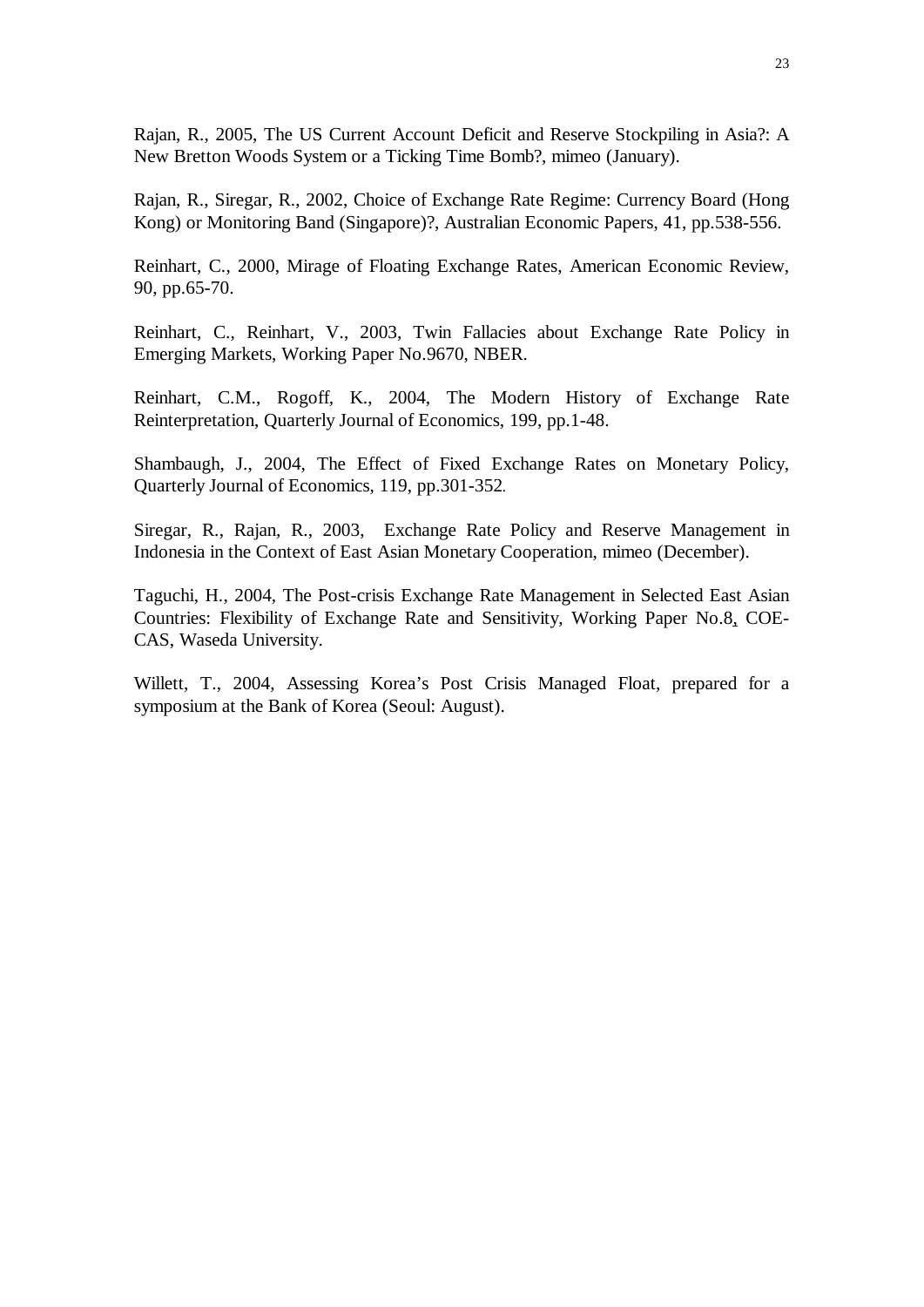Rajan, R., 2005, The US Current Account Deficit and Reserve Stockpiling in Asia?: A New Bretton Woods System or a Ticking Time Bomb?, mimeo (January).

Rajan, R., Siregar, R., 2002, Choice of Exchange Rate Regime: Currency Board (Hong Kong) or Monitoring Band (Singapore)?, Australian Economic Papers, 41, pp.538-556.

Reinhart, C., 2000, Mirage of Floating Exchange Rates, American Economic Review, 90, pp.65-70.

Reinhart, C., Reinhart, V., 2003, Twin Fallacies about Exchange Rate Policy in Emerging Markets, Working Paper No.9670, NBER.

Reinhart, C.M., Rogoff, K., 2004, The Modern History of Exchange Rate Reinterpretation, Quarterly Journal of Economics, 199, pp.1-48.

Shambaugh, J., 2004, The Effect of Fixed Exchange Rates on Monetary Policy, Quarterly Journal of Economics, 119, pp.301-352.

Siregar, R., Rajan, R., 2003, Exchange Rate Policy and Reserve Management in Indonesia in the Context of East Asian Monetary Cooperation, mimeo (December).

Taguchi, H., 2004, The Post-crisis Exchange Rate Management in Selected East Asian Countries: Flexibility of Exchange Rate and Sensitivity, Working Paper No.8, COE-CAS, Waseda University.

Willett, T., 2004, Assessing Korea's Post Crisis Managed Float, prepared for a symposium at the Bank of Korea (Seoul: August).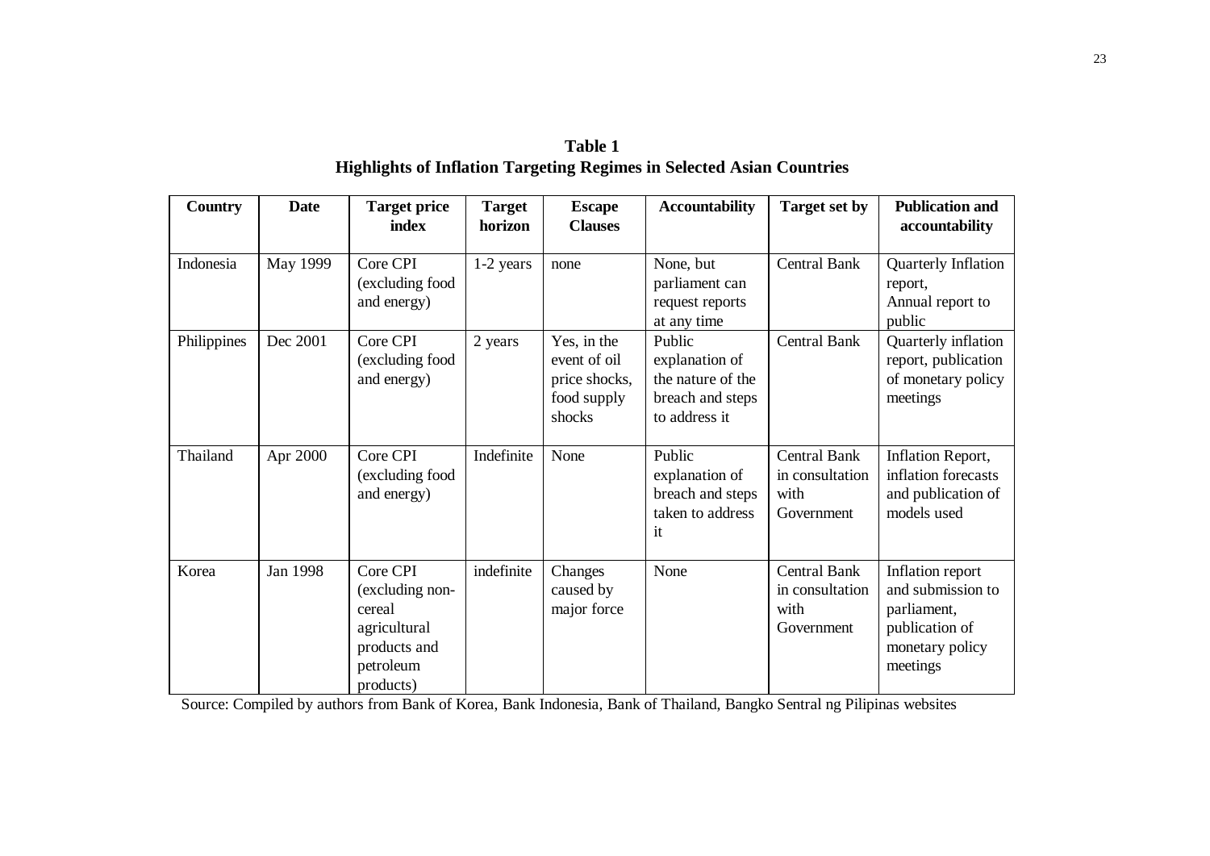**Table 1**
**Highlights of Inflation Targeting Regimes in Selected Asian Countries**

| Country | Date | Target price index | Target horizon | Escape Clauses | Accountability | Target set by | Publication and accountability |
|---|---|---|---|---|---|---|---|
| Indonesia | May 1999 | Core CPI (excluding food and energy) | 1-2 years | none | None, but parliament can request reports at any time | Central Bank | Quarterly Inflation report, Annual report to public |
| Philippines | Dec 2001 | Core CPI (excluding food and energy) | 2 years | Yes, in the event of oil price shocks, food supply shocks | Public explanation of the nature of the breach and steps to address it | Central Bank | Quarterly inflation report, publication of monetary policy meetings |
| Thailand | Apr 2000 | Core CPI (excluding food and energy) | Indefinite | None | Public explanation of breach and steps taken to address it | Central Bank in consultation with Government | Inflation Report, inflation forecasts and publication of models used |
| Korea | Jan 1998 | Core CPI (excluding non-cereal agricultural products and petroleum products) | indefinite | Changes caused by major force | None | Central Bank in consultation with Government | Inflation report and submission to parliament, publication of monetary policy meetings |

Source: Compiled by authors from Bank of Korea, Bank Indonesia, Bank of Thailand, Bangko Sentral ng Pilipinas websites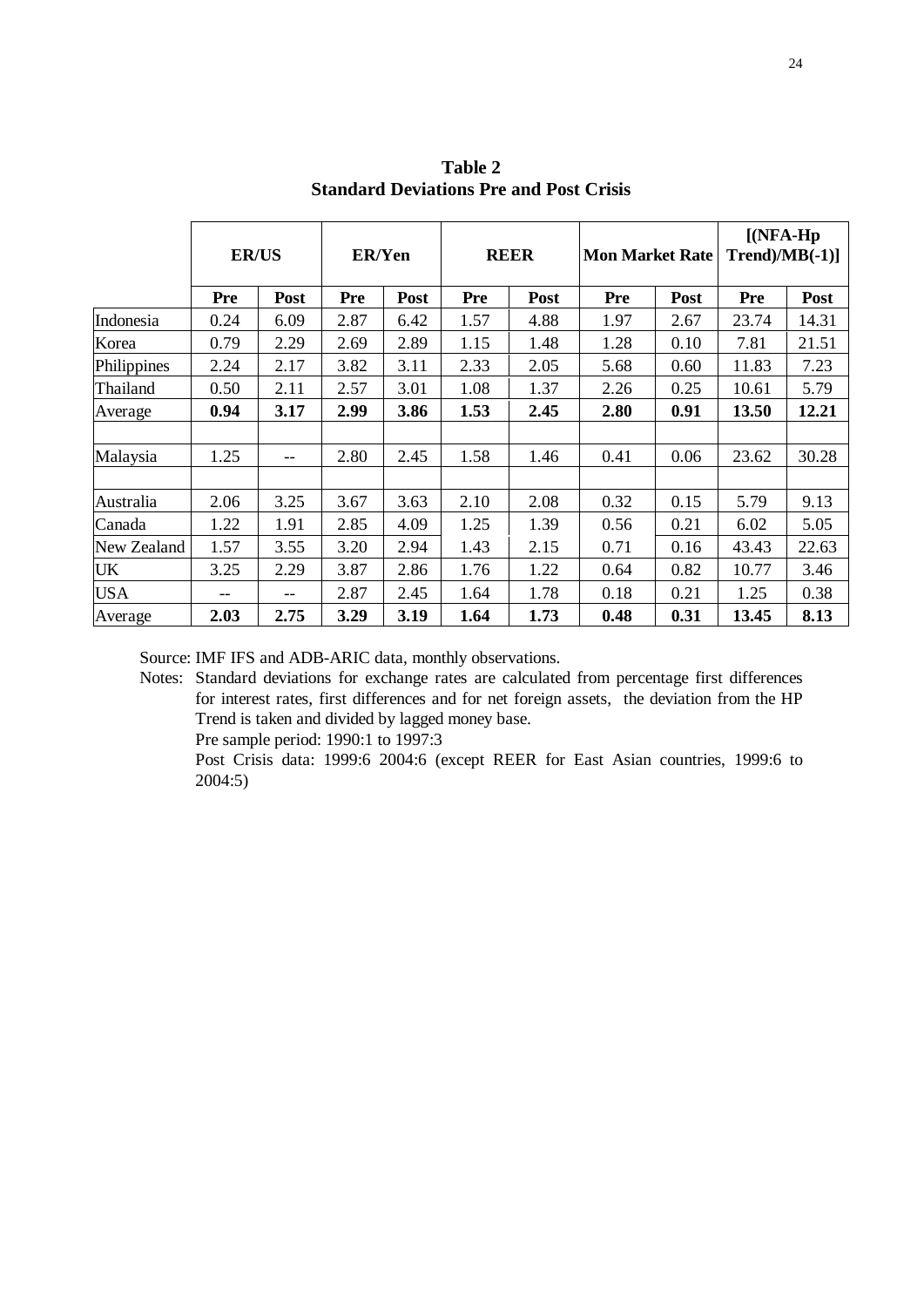**Table 2**
**Standard Deviations Pre and Post Crisis**

| | ER/US | | ER/Yen | | REER | | Mon Market Rate | | [(NFA-Hp Trend)/MB(-1)] | |
|---|---|---|---|---|---|---|---|---|---|---|
| | **Pre** | **Post** | **Pre** | **Post** | **Pre** | **Post** | **Pre** | **Post** | **Pre** | **Post** |
| Indonesia | 0.24 | 6.09 | 2.87 | 6.42 | 1.57 | 4.88 | 1.97 | 2.67 | 23.74 | 14.31 |
| Korea | 0.79 | 2.29 | 2.69 | 2.89 | 1.15 | 1.48 | 1.28 | 0.10 | 7.81 | 21.51 |
| Philippines | 2.24 | 2.17 | 3.82 | 3.11 | 2.33 | 2.05 | 5.68 | 0.60 | 11.83 | 7.23 |
| Thailand | 0.50 | 2.11 | 2.57 | 3.01 | 1.08 | 1.37 | 2.26 | 0.25 | 10.61 | 5.79 |
| Average | **0.94** | **3.17** | **2.99** | **3.86** | **1.53** | **2.45** | **2.80** | **0.91** | **13.50** | **12.21** |
| | | | | | | | | | | |
| Malaysia | 1.25 | -- | 2.80 | 2.45 | 1.58 | 1.46 | 0.41 | 0.06 | 23.62 | 30.28 |
| | | | | | | | | | | |
| Australia | 2.06 | 3.25 | 3.67 | 3.63 | 2.10 | 2.08 | 0.32 | 0.15 | 5.79 | 9.13 |
| Canada | 1.22 | 1.91 | 2.85 | 4.09 | 1.25 | 1.39 | 0.56 | 0.21 | 6.02 | 5.05 |
| New Zealand | 1.57 | 3.55 | 3.20 | 2.94 | 1.43 | 2.15 | 0.71 | 0.16 | 43.43 | 22.63 |
| UK | 3.25 | 2.29 | 3.87 | 2.86 | 1.76 | 1.22 | 0.64 | 0.82 | 10.77 | 3.46 |
| USA | -- | -- | 2.87 | 2.45 | 1.64 | 1.78 | 0.18 | 0.21 | 1.25 | 0.38 |
| Average | **2.03** | **2.75** | **3.29** | **3.19** | **1.64** | **1.73** | **0.48** | **0.31** | **13.45** | **8.13** |

Source: IMF IFS and ADB-ARIC data, monthly observations.

Notes: Standard deviations for exchange rates are calculated from percentage first differences for interest rates, first differences and for net foreign assets, the deviation from the HP Trend is taken and divided by lagged money base.

Pre sample period: 1990:1 to 1997:3

Post Crisis data: 1999:6 2004:6 (except REER for East Asian countries, 1999:6 to 2004:5)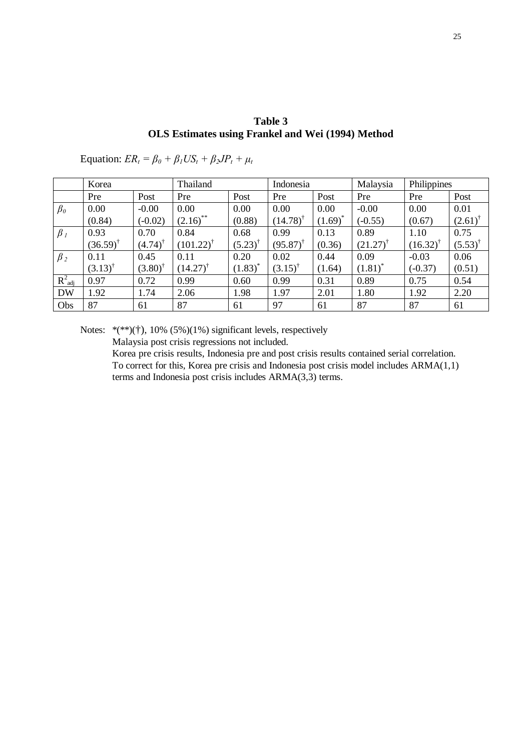**Table 3**
**OLS Estimates using Frankel and Wei (1994) Method**

Equation: $ER_t = \beta_0 + \beta_1 US_t + \beta_2 JP_t + \mu_t$

| | Korea | | Thailand | | Indonesia | | Malaysia | Philippines | |
|---|---|---|---|---|---|---|---|---|---|
| | Pre | Post | Pre | Post | Pre | Post | Pre | Pre | Post |
| $\beta_0$ | 0.00 | -0.00 | 0.00 | 0.00 | 0.00 | 0.00 | -0.00 | 0.00 | 0.01 |
| | (0.84) | (-0.02) | $(2.16)^{**}$ | (0.88) | $(14.78)^{\dagger}$ | $(1.69)^{*}$ | (-0.55) | (0.67) | $(2.61)^{\dagger}$ |
| $\beta_1$ | 0.93 | 0.70 | 0.84 | 0.68 | 0.99 | 0.13 | 0.89 | 1.10 | 0.75 |
| | $(36.59)^{\dagger}$ | $(4.74)^{\dagger}$ | $(101.22)^{\dagger}$ | $(5.23)^{\dagger}$ | $(95.87)^{\dagger}$ | (0.36) | $(21.27)^{\dagger}$ | $(16.32)^{\dagger}$ | $(5.53)^{\dagger}$ |
| $\beta_2$ | 0.11 | 0.45 | 0.11 | 0.20 | 0.02 | 0.44 | 0.09 | -0.03 | 0.06 |
| | $(3.13)^{\dagger}$ | $(3.80)^{\dagger}$ | $(14.27)^{\dagger}$ | $(1.83)^{*}$ | $(3.15)^{\dagger}$ | (1.64) | $(1.81)^{*}$ | (-0.37) | (0.51) |
| $R^2_{adj}$ | 0.97 | 0.72 | 0.99 | 0.60 | 0.99 | 0.31 | 0.89 | 0.75 | 0.54 |
| DW | 1.92 | 1.74 | 2.06 | 1.98 | 1.97 | 2.01 | 1.80 | 1.92 | 2.20 |
| Obs | 87 | 61 | 87 | 61 | 97 | 61 | 87 | 87 | 61 |

Notes: *(**)(†), 10% (5%)(1%) significant levels, respectively
Malaysia post crisis regressions not included.
Korea pre crisis results, Indonesia pre and post crisis results contained serial correlation. To correct for this, Korea pre crisis and Indonesia post crisis model includes ARMA(1,1) terms and Indonesia post crisis includes ARMA(3,3) terms.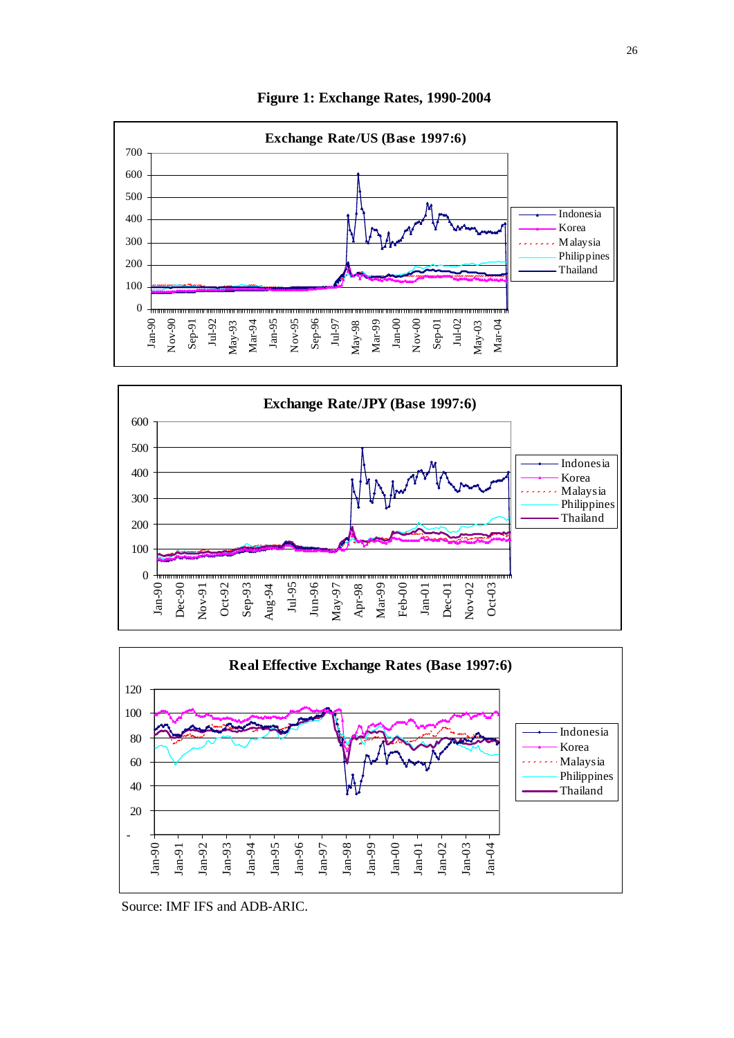**Figure 1: Exchange Rates, 1990-2004**

**Exchange Rate/US (Base 1997:6)**

700
600
500
400
300
200
100
0

Jan-90 Nov-90 Sep-91 Jul-92 May-93 Mar-94 Jan-95 Nov-95 Sep-96 Jul-97 May-98 Mar-99 Jan-00 Nov-00 Sep-01 Jul-02 May-03 Mar-04

Indonesia
Korea
Malaysia
Philippines
Thailand

**Exchange Rate/JPY (Base 1997:6)**

600
500
400
300
200
100
0

Jan-90 Dec-90 Nov-91 Oct-92 Sep-93 Aug-94 Jul-95 Jun-96 May-97 Apr-98 Mar-99 Feb-00 Jan-01 Dec-01 Nov-02 Oct-03

Indonesia
Korea
Malaysia
Philippines
Thailand

**Real Effective Exchange Rates (Base 1997:6)**

120
100
80
60
40
20
-

Jan-90 Jan-91 Jan-92 Jan-93 Jan-94 Jan-95 Jan-96 Jan-97 Jan-98 Jan-99 Jan-00 Jan-01 Jan-02 Jan-03 Jan-04

Indonesia
Korea
Malaysia
Philippines
Thailand

Source: IMF IFS and ADB-ARIC.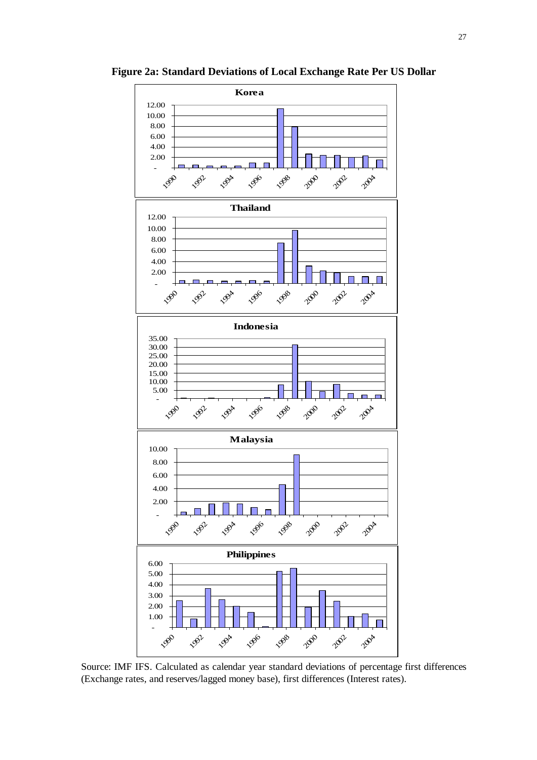**Figure 2a: Standard Deviations of Local Exchange Rate Per US Dollar**

Korea

12.00
10.00
8.00
6.00
4.00
2.00
-

1990 1992 1994 1996 1998 2000 2002 2004

Thailand

12.00
10.00
8.00
6.00
4.00
2.00
-

1990 1992 1994 1996 1998 2000 2002 2004

Indonesia

35.00
30.00
25.00
20.00
15.00
10.00
5.00
-

1990 1992 1994 1996 1998 2000 2002 2004

Malaysia

10.00
8.00
6.00
4.00
2.00
-

1990 1992 1994 1996 1998 2000 2002 2004

Philippines

6.00
5.00
4.00
3.00
2.00
1.00
-

1990 1992 1994 1996 1998 2000 2002 2004

Source: IMF IFS. Calculated as calendar year standard deviations of percentage first differences (Exchange rates, and reserves/lagged money base), first differences (Interest rates).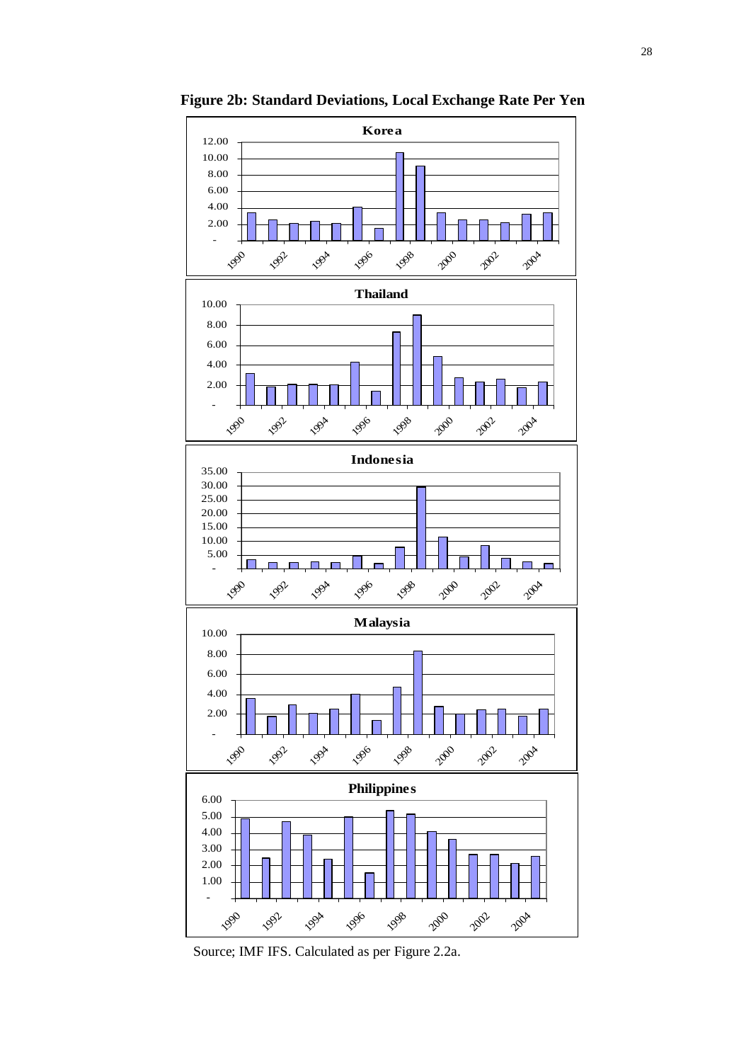**Figure 2b: Standard Deviations, Local Exchange Rate Per Yen**

Source; IMF IFS. Calculated as per Figure 2.2a.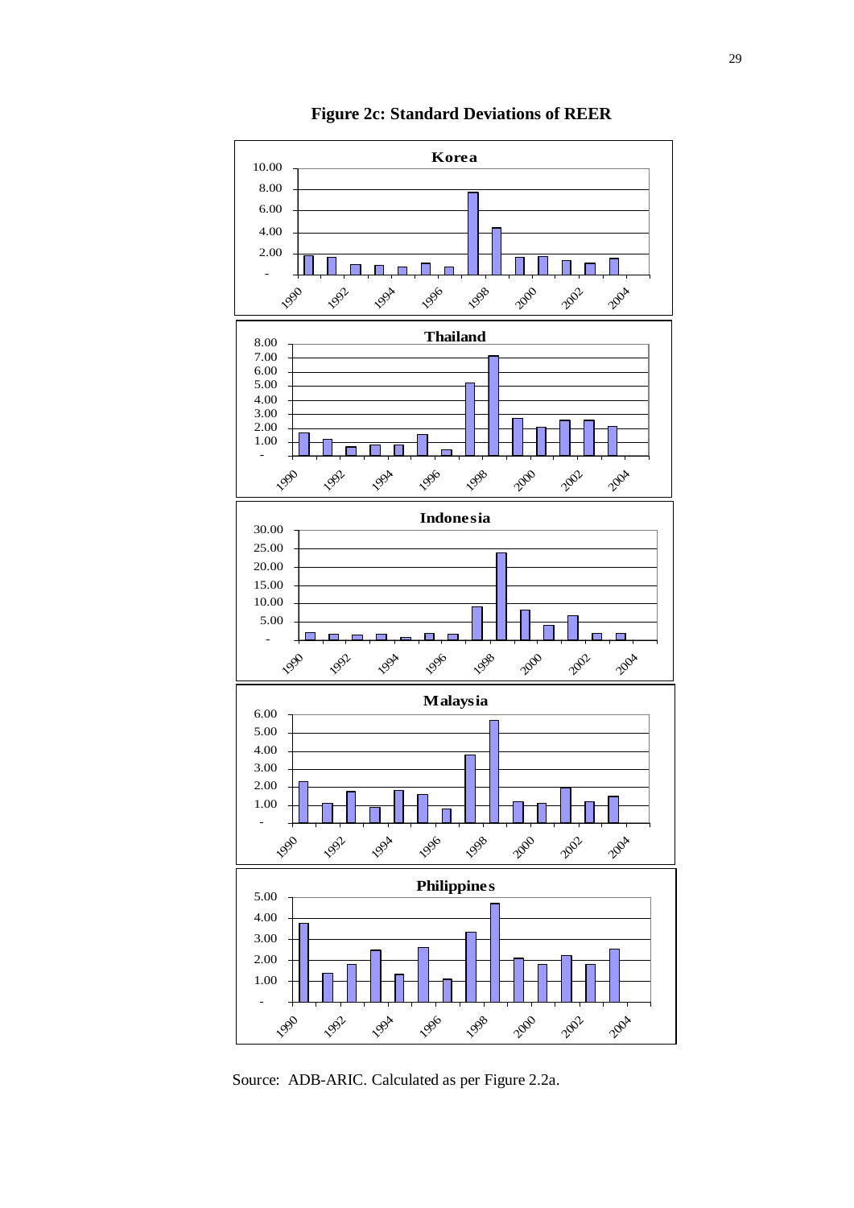**Figure 2c: Standard Deviations of REER**

Korea

10.00
8.00
6.00
4.00
2.00
-

1990 1992 1994 1996 1998 2000 2002 2004

Thailand

8.00
7.00
6.00
5.00
4.00
3.00
2.00
1.00
-

1990 1992 1994 1996 1998 2000 2002 2004

Indonesia

30.00
25.00
20.00
15.00
10.00
5.00
-

1990 1992 1994 1996 1998 2000 2002 2004

Malaysia

6.00
5.00
4.00
3.00
2.00
1.00
-

1990 1992 1994 1996 1998 2000 2002 2004

Philippines

5.00
4.00
3.00
2.00
1.00
-

1990 1992 1994 1996 1998 2000 2002 2004

Source: ADB-ARIC. Calculated as per Figure 2.2a.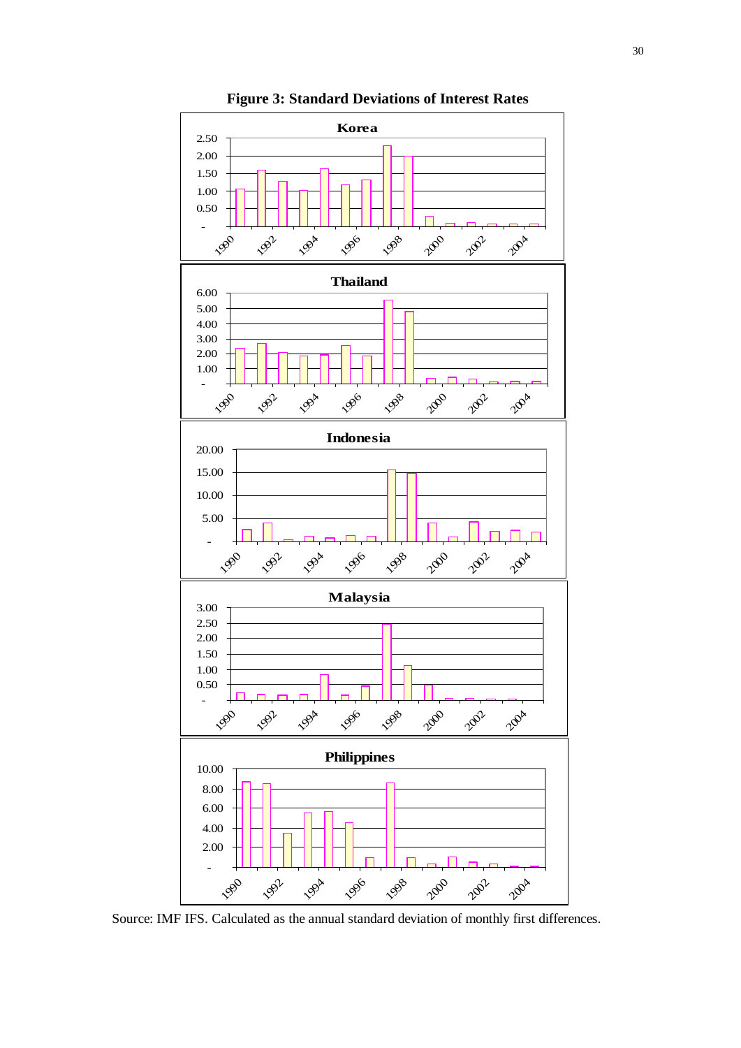**Figure 3: Standard Deviations of Interest Rates**

Korea

2.50
2.00
1.50
1.00
0.50
-

1990 1992 1994 1996 1998 2000 2002 2004

Thailand

6.00
5.00
4.00
3.00
2.00
1.00
-

1990 1992 1994 1996 1998 2000 2002 2004

Indonesia

20.00
15.00
10.00
5.00
-

1990 1992 1994 1996 1998 2000 2002 2004

Malaysia

3.00
2.50
2.00
1.50
1.00
0.50
-

1990 1992 1994 1996 1998 2000 2002 2004

Philippines

10.00
8.00
6.00
4.00
2.00
-

1990 1992 1994 1996 1998 2000 2002 2004

Source: IMF IFS. Calculated as the annual standard deviation of monthly first differences.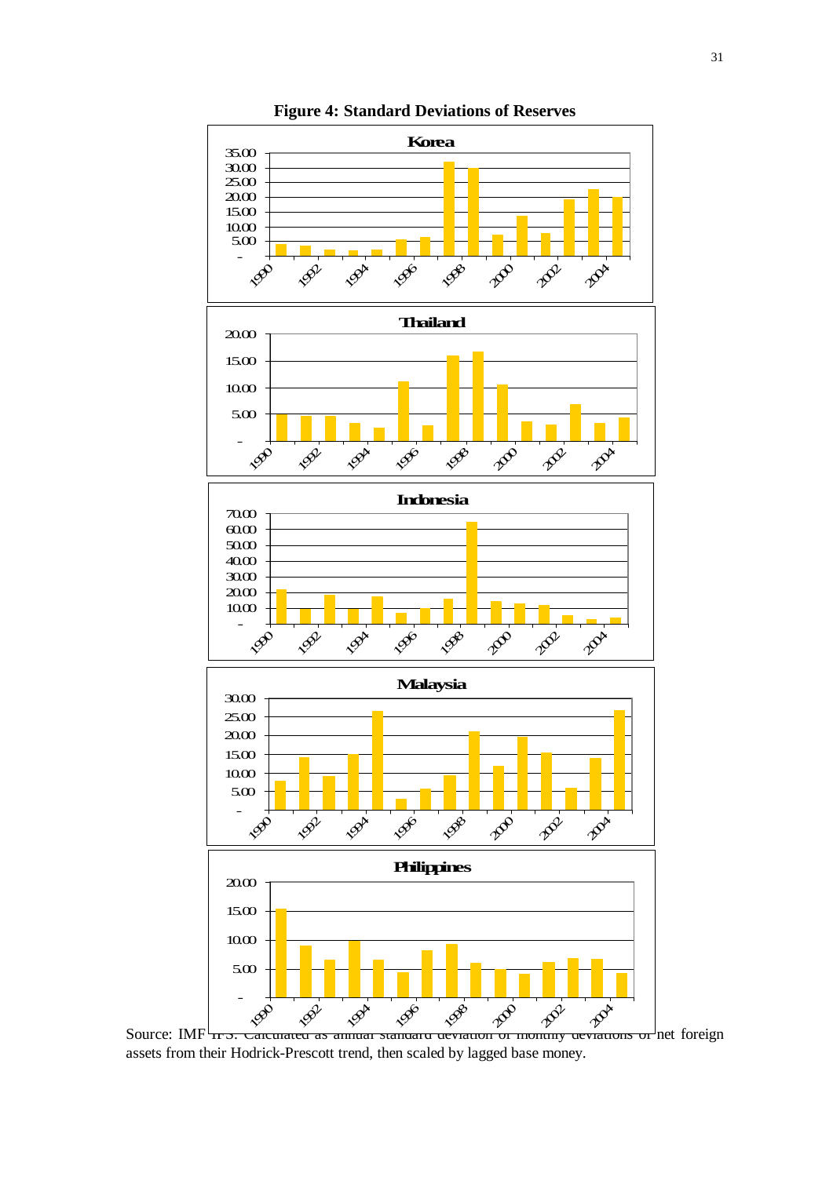**Figure 4: Standard Deviations of Reserves**

**Korea**

35.00
30.00
25.00
20.00
15.00
10.00
5.00
–

1990 1992 1994 1996 1998 2000 2002 2004

**Thailand**

20.00
15.00
10.00
5.00
–

1990 1992 1994 1996 1998 2000 2002 2004

**Indonesia**

70.00
60.00
50.00
40.00
30.00
20.00
10.00
–

1990 1992 1994 1996 1998 2000 2002 2004

**Malaysia**

30.00
25.00
20.00
15.00
10.00
5.00
–

1990 1992 1994 1996 1998 2000 2002 2004

**Philippines**

20.00
15.00
10.00
5.00
–

1990 1992 1994 1996 1998 2000 2002 2004

Source: IMF IFS. Calculated as annual standard deviation of monthly deviations of net foreign assets from their Hodrick-Prescott trend, then scaled by lagged base money.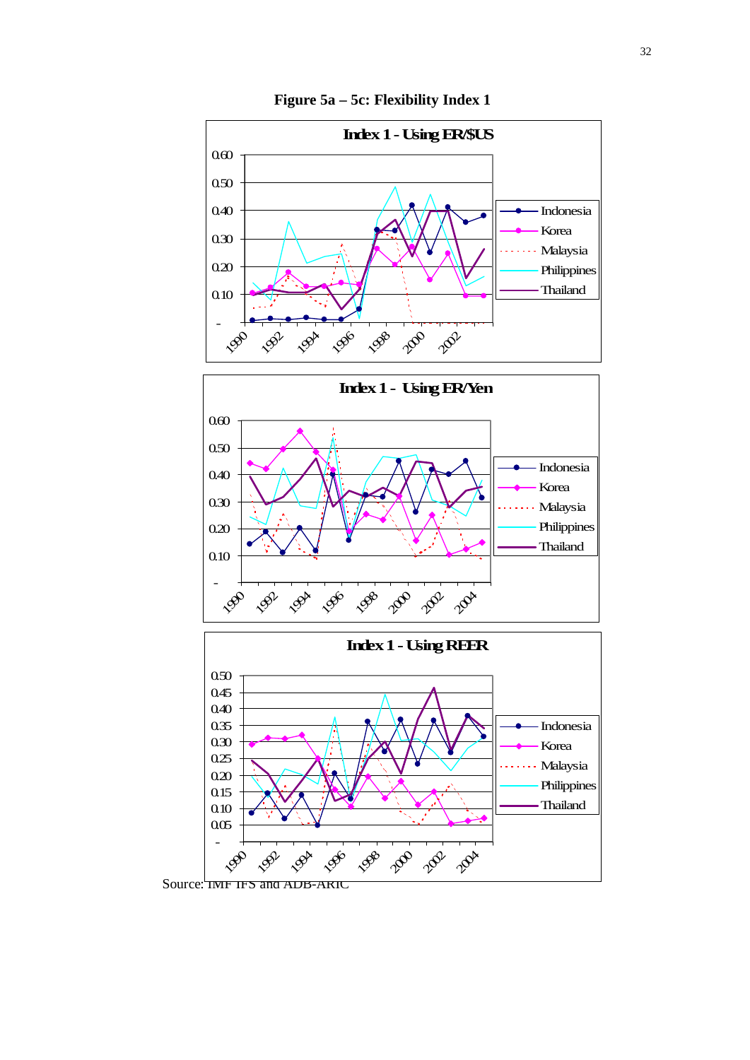**Figure 5a – 5c: Flexibility Index 1**

**Index 1 - Using ER/$US**

0.60
0.50
0.40
0.30
0.20
0.10
-

1990
1992
1994
1996
1998
2000
2002

Indonesia
Korea
Malaysia
Philippines
Thailand

**Index 1 - Using ER/Yen**

0.60
0.50
0.40
0.30
0.20
0.10
-

1990
1992
1994
1996
1998
2000
2002
2004

Indonesia
Korea
Malaysia
Philippines
Thailand

**Index 1 - Using REER**

0.50
0.45
0.40
0.35
0.30
0.25
0.20
0.15
0.10
0.05
-

1990
1992
1994
1996
1998
2000
2002
2004

Indonesia
Korea
Malaysia
Philippines
Thailand

Source: IMF IFS and ADB-ARIC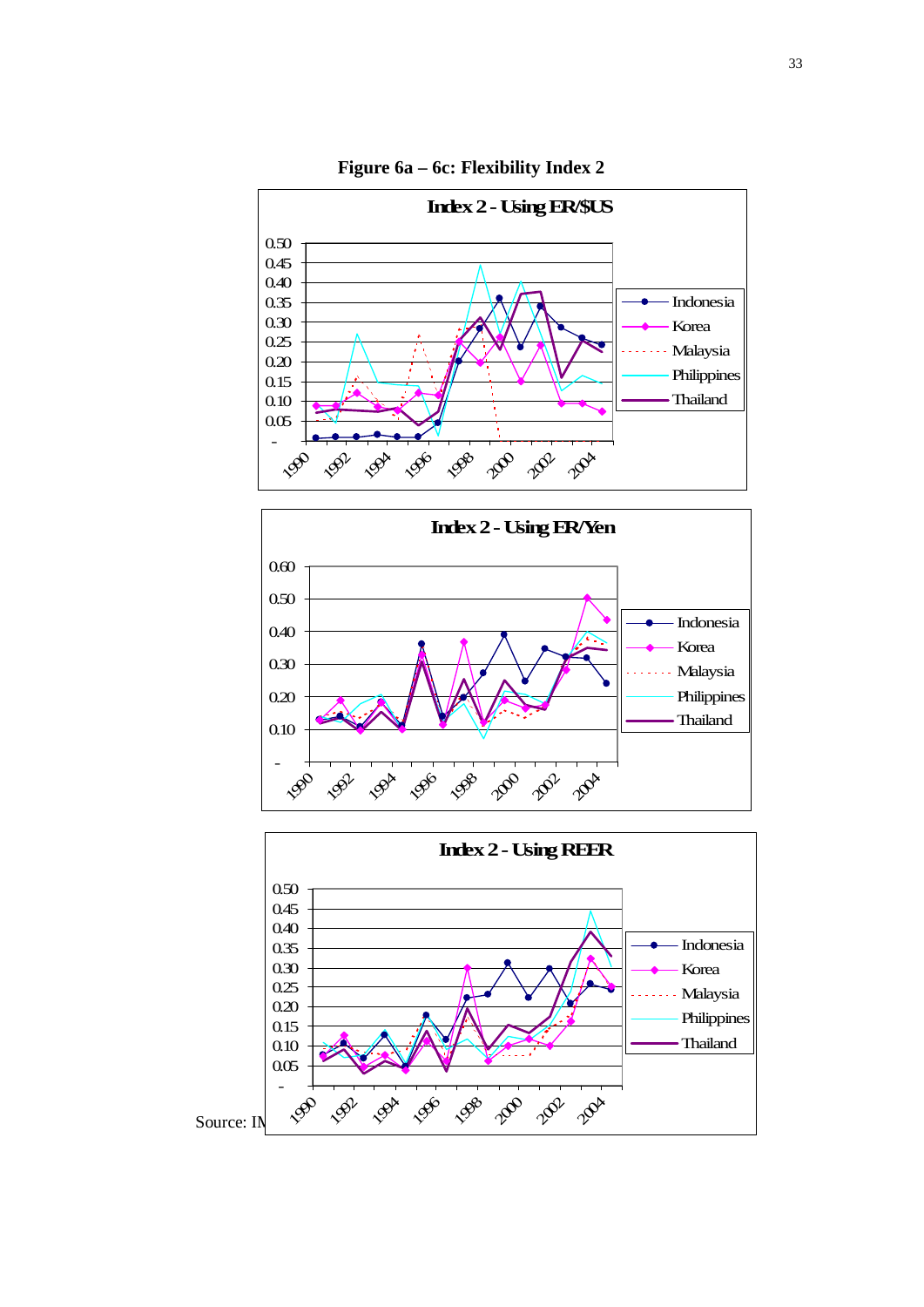**Figure 6a – 6c: Flexibility Index 2**

**Index 2 - Using ER/$US**

0.50
0.45
0.40
0.35
0.30
0.25
0.20
0.15
0.10
0.05
-

1990 1992 1994 1996 1998 2000 2002 2004

Indonesia
Korea
Malaysia
Philippines
Thailand

**Index 2 - Using ER/Yen**

0.60
0.50
0.40
0.30
0.20
0.10
-

1990 1992 1994 1996 1998 2000 2002 2004

Indonesia
Korea
Malaysia
Philippines
Thailand

**Index 2 - Using REER**

0.50
0.45
0.40
0.35
0.30
0.25
0.20
0.15
0.10
0.05
-

1990 1992 1994 1996 1998 2000 2002 2004

Indonesia
Korea
Malaysia
Philippines
Thailand

Source: IM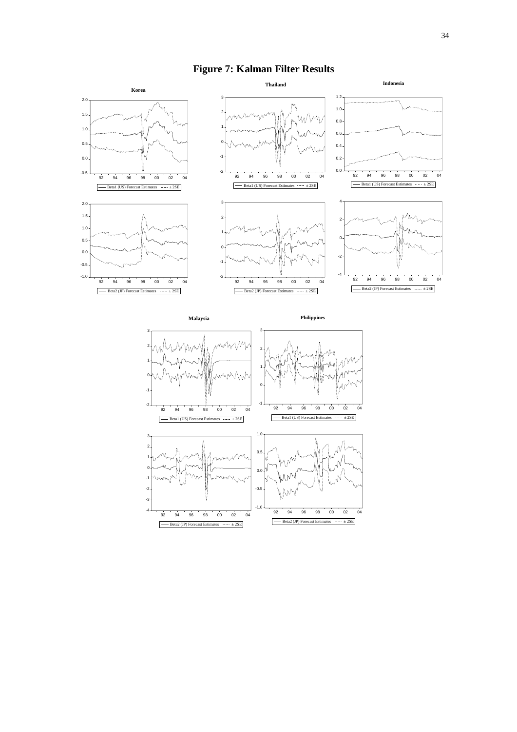# Figure 7: Kalman Filter Results

Korea

2.0
1.5
1.0
0.5
0.0
-0.5

92 94 96 98 00 02 04

Beta1 (US) Forecast Estimates ± 2SE

2.0
1.5
1.0
0.5
0.0
-0.5
-1.0

92 94 96 98 00 02 04

Beta2 (JP) Forecast Estimates ± 2SE

Thailand

3
2
1
0
-1
-2

92 94 96 98 00 02 04

Beta1 (US) Forecast Estimates ± 2SE

3
2
1
0
-1
-2

92 94 96 98 00 02 04

Beta2 (JP) Forecast Estimates ± 2SE

Indonesia

1.2
1.0
0.8
0.6
0.4
0.2
0.0

92 94 96 98 00 02 04

Beta1 (US) Forecast Estimates ± 2SE

4
2
0
-2
-4

92 94 96 98 00 02 04

Beta2 (JP) Forecast Estimates ± 2SE

Malaysia

3
2
1
0
-1
-2

92 94 96 98 00 02 04

Beta1 (US) Forecast Estimates ± 2SE

3
2
1
0
-1
-2
-3
-4

92 94 96 98 00 02 04

Beta2 (JP) Forecast Estimates ± 2SE

Philippines

3
2
1
0
-1

92 94 96 98 00 02 04

Beta1 (US) Forecast Estimates ± 2SE

1.0
0.5
0.0
-0.5
-1.0

92 94 96 98 00 02 04

Beta2 (JP) Forecast Estimates ± 2SE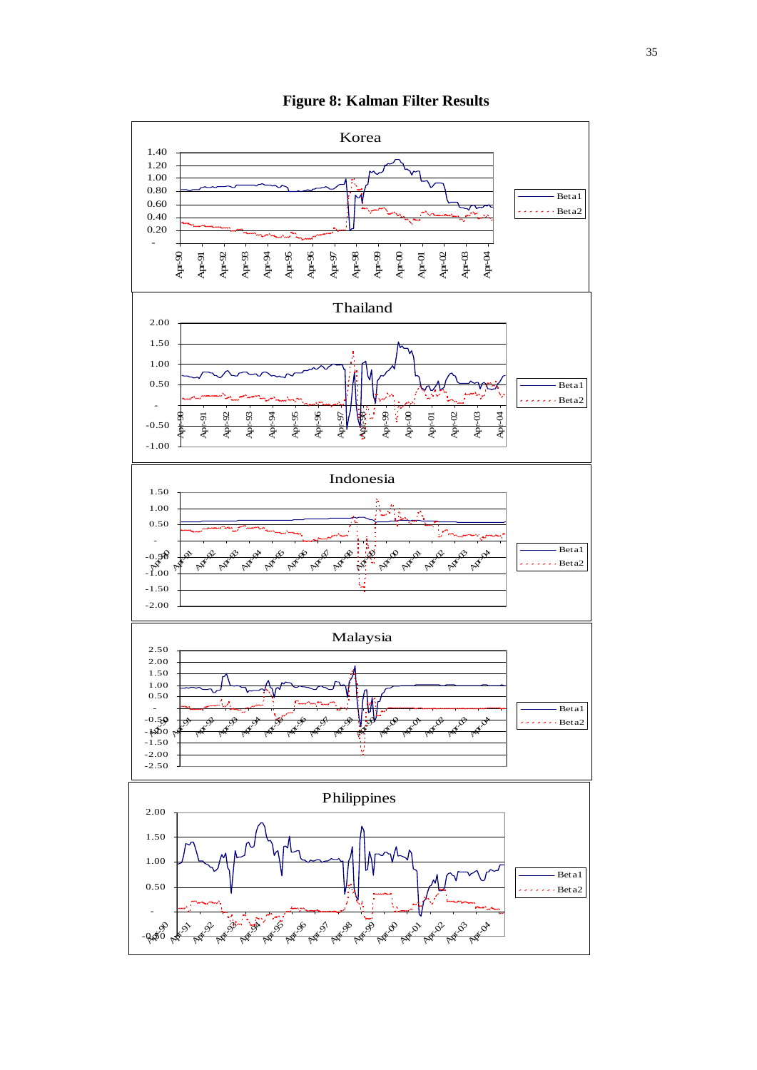**Figure 8: Kalman Filter Results**

Korea

1.40
1.20
1.00
0.80
0.60
0.40
0.20
-

Apr-90 Apr-91 Apr-92 Apr-93 Apr-94 Apr-95 Apr-96 Apr-97 Apr-98 Apr-99 Apr-00 Apr-01 Apr-02 Apr-03 Apr-04

Beta1
Beta2

Thailand

2.00
1.50
1.00
0.50
-
-0.50
-1.00

Apr-90 Apr-91 Apr-92 Apr-93 Apr-94 Apr-95 Apr-96 Apr-97 Apr-98 Apr-99 Apr-00 Apr-01 Apr-02 Apr-03 Apr-04

Beta1
Beta2

Indonesia

1.50
1.00
0.50
-
-0.50
-1.00
-1.50
-2.00

Apr-90 Apr-91 Apr-92 Apr-93 Apr-94 Apr-95 Apr-96 Apr-97 Apr-98 Apr-99 Apr-00 Apr-01 Apr-02 Apr-03 Apr-04

Beta1
Beta2

Malaysia

2.50
2.00
1.50
1.00
0.50
-
-0.50
-1.00
-1.50
-2.00
-2.50

Apr-90 Apr-91 Apr-92 Apr-93 Apr-94 Apr-95 Apr-96 Apr-97 Apr-98 Apr-99 Apr-00 Apr-01 Apr-02 Apr-03 Apr-04

Beta1
Beta2

Philippines

2.00
1.50
1.00
0.50
-
-0.50

Apr-90 Apr-91 Apr-92 Apr-93 Apr-94 Apr-95 Apr-96 Apr-97 Apr-98 Apr-99 Apr-00 Apr-01 Apr-02 Apr-03 Apr-04

Beta1
Beta2